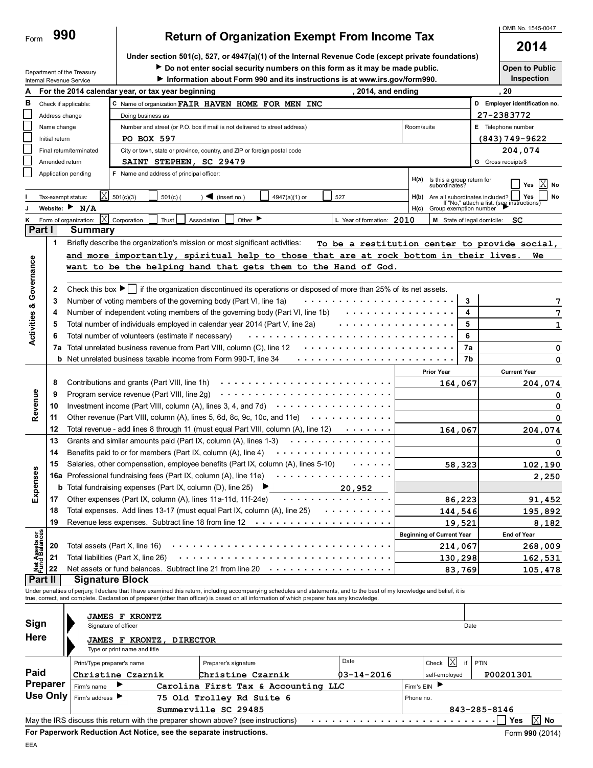Form **990**

# Return of Organization Exempt From Income Tax

**Under section 501(c), 527, or 4947(a)(1) of the Internal Revenue Code (except private foundations)**

▶ Do not enter social security numbers on this form as it may be made public.

▶ Information about Form 990 and its instructions is at www.irs.gov/form990.

Department of the Treasury
Internal Revenue Service

OMB No. 1545-0047

**2014**

**Open to Public Inspection**

**A** For the 2014 calendar year, or tax year beginning , 2014, and ending , 20

**B** Check if applicable:
- [ ] Address change
- [ ] Name change
- [ ] Initial return
- [ ] Final return/terminated
- [ ] Amended return
- [ ] Application pending

**C** Name of organization FAIR HAVEN HOME FOR MEN INC

Doing business as

Number and street (or P.O. box if mail is not delivered to street address): PO BOX 597 — Room/suite

City or town, state or province, country, and ZIP or foreign postal code: SAINT STEPHEN, SC 29479

**D** Employer identification no. 27-2383772

**E** Telephone number (843)749-9622

**G** Gross receipts$ 204,074

**F** Name and address of principal officer:

**H(a)** Is this a group return for subordinates? [ ] Yes [X] No

**H(b)** Are all subordinates included? [ ] Yes [ ] No — If "No," attach a list. (see instructions)

**H(c)** Group exemption number ▶

**I** Tax-exempt status: [X] 501(c)(3) [ ] 501(c) ( ) ◀ (insert no.) [ ] 4947(a)(1) or [ ] 527

**J** Website: ▶ N/A

**K** Form of organization: [X] Corporation [ ] Trust [ ] Association [ ] Other ▶

**L** Year of formation: 2010

**M** State of legal domicile: SC

## Part I Summary

**Activities & Governance**

1 Briefly describe the organization's mission or most significant activities: To be a restitution center to provide social, and more importantly, spiritual help to those that are at rock bottom in their lives. We want to be the helping hand that gets them to the Hand of God.

2 Check this box ▶ [ ] if the organization discontinued its operations or disposed of more than 25% of its net assets.

| | | | |
|---|---|---|---|
| 3 | Number of voting members of the governing body (Part VI, line 1a) | 3 | 7 |
| 4 | Number of independent voting members of the governing body (Part VI, line 1b) | 4 | 7 |
| 5 | Total number of individuals employed in calendar year 2014 (Part V, line 2a) | 5 | 1 |
| 6 | Total number of volunteers (estimate if necessary) | 6 | |
| 7a | Total unrelated business revenue from Part VIII, column (C), line 12 | 7a | 0 |
| b | Net unrelated business taxable income from Form 990-T, line 34 | 7b | 0 |

| | | | Prior Year | Current Year |
|---|---|---|---|---|
| **Revenue** | 8 | Contributions and grants (Part VIII, line 1h) | 164,067 | 204,074 |
| | 9 | Program service revenue (Part VIII, line 2g) | | 0 |
| | 10 | Investment income (Part VIII, column (A), lines 3, 4, and 7d) | | 0 |
| | 11 | Other revenue (Part VIII, column (A), lines 5, 6d, 8c, 9c, 10c, and 11e) | | 0 |
| | 12 | Total revenue - add lines 8 through 11 (must equal Part VIII, column (A), line 12) | 164,067 | 204,074 |
| **Expenses** | 13 | Grants and similar amounts paid (Part IX, column (A), lines 1-3) | | 0 |
| | 14 | Benefits paid to or for members (Part IX, column (A), line 4) | | 0 |
| | 15 | Salaries, other compensation, employee benefits (Part IX, column (A), lines 5-10) | 58,323 | 102,190 |
| | 16a | Professional fundraising fees (Part IX, column (A), line 11e) | | 2,250 |
| | b | Total fundraising expenses (Part IX, column (D), line 25) ▶ 20,952 | | |
| | 17 | Other expenses (Part IX, column (A), lines 11a-11d, 11f-24e) | 86,223 | 91,452 |
| | 18 | Total expenses. Add lines 13-17 (must equal Part IX, column (A), line 25) | 144,546 | 195,892 |
| | 19 | Revenue less expenses. Subtract line 18 from line 12 | 19,521 | 8,182 |
| | | | **Beginning of Current Year** | **End of Year** |
| **Net Assets or Fund Balances** | 20 | Total assets (Part X, line 16) | 214,067 | 268,009 |
| | 21 | Total liabilities (Part X, line 26) | 130,298 | 162,531 |
| | 22 | Net assets or fund balances. Subtract line 21 from line 20 | 83,769 | 105,478 |

## Part II Signature Block

Under penalties of perjury, I declare that I have examined this return, including accompanying schedules and statements, and to the best of my knowledge and belief, it is true, correct, and complete. Declaration of preparer (other than officer) is based on all information of which preparer has any knowledge.

**Sign Here**

JAMES F KRONTZ — Signature of officer — Date

JAMES F KRONTZ, DIRECTOR — Type or print name and title

**Paid Preparer Use Only**

| Print/Type preparer's name | Preparer's signature | Date | Check [X] if self-employed | PTIN |
|---|---|---|---|---|
| Christine Czarnik | Christine Czarnik | 03-14-2016 | | P00201301 |

Firm's name ▶ Carolina First Tax & Accounting LLC — Firm's EIN ▶

Firm's address ▶ 75 Old Trolley Rd Suite 6, Summerville SC 29485 — Phone no. 843-285-8146

May the IRS discuss this return with the preparer shown above? (see instructions) [ ] Yes [X] No

**For Paperwork Reduction Act Notice, see the separate instructions.**

Form **990** (2014)

EEA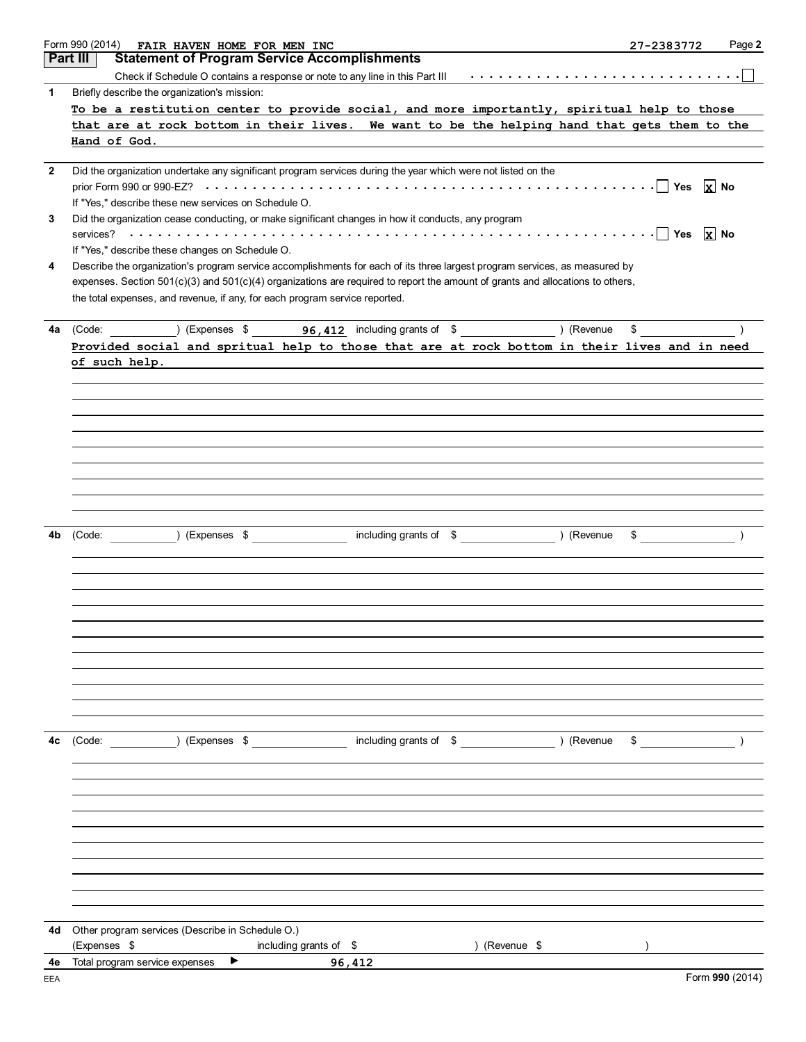Form 990 (2014) FAIR HAVEN HOME FOR MEN INC 27-2383772 Page **2**

## Part III Statement of Program Service Accomplishments

Check if Schedule O contains a response or note to any line in this Part III . . . . . . . . . . . . . . . . . . . . . . . . . . . . ☐

**1** Briefly describe the organization's mission:

To be a restitution center to provide social, and more importantly, spiritual help to those that are at rock bottom in their lives. We want to be the helping hand that gets them to the Hand of God.

**2** Did the organization undertake any significant program services during the year which were not listed on the prior Form 990 or 990-EZ? . . . . . . . . . . . . . . . . . . . . . . . . . . . . . . . . . . . . . . . ☐ Yes ☒ No

If "Yes," describe these new services on Schedule O.

**3** Did the organization cease conducting, or make significant changes in how it conducts, any program services? . . . . . . . . . . . . . . . . . . . . . . . . . . . . . . . . . . . . . . . . . . . . . . . . . ☐ Yes ☒ No

If "Yes," describe these changes on Schedule O.

**4** Describe the organization's program service accomplishments for each of its three largest program services, as measured by expenses. Section 501(c)(3) and 501(c)(4) organizations are required to report the amount of grants and allocations to others, the total expenses, and revenue, if any, for each program service reported.

**4a** (Code: ) (Expenses $ 96,412 including grants of $ ) (Revenue $ )

Provided social and spritual help to those that are at rock bottom in their lives and in need of such help.

**4b** (Code: ) (Expenses $ including grants of $ ) (Revenue $ )

**4c** (Code: ) (Expenses $ including grants of $ ) (Revenue $ )

**4d** Other program services (Describe in Schedule O.)
(Expenses $ including grants of $ ) (Revenue $ )

**4e** Total program service expenses ▶ 96,412

EEA Form **990** (2014)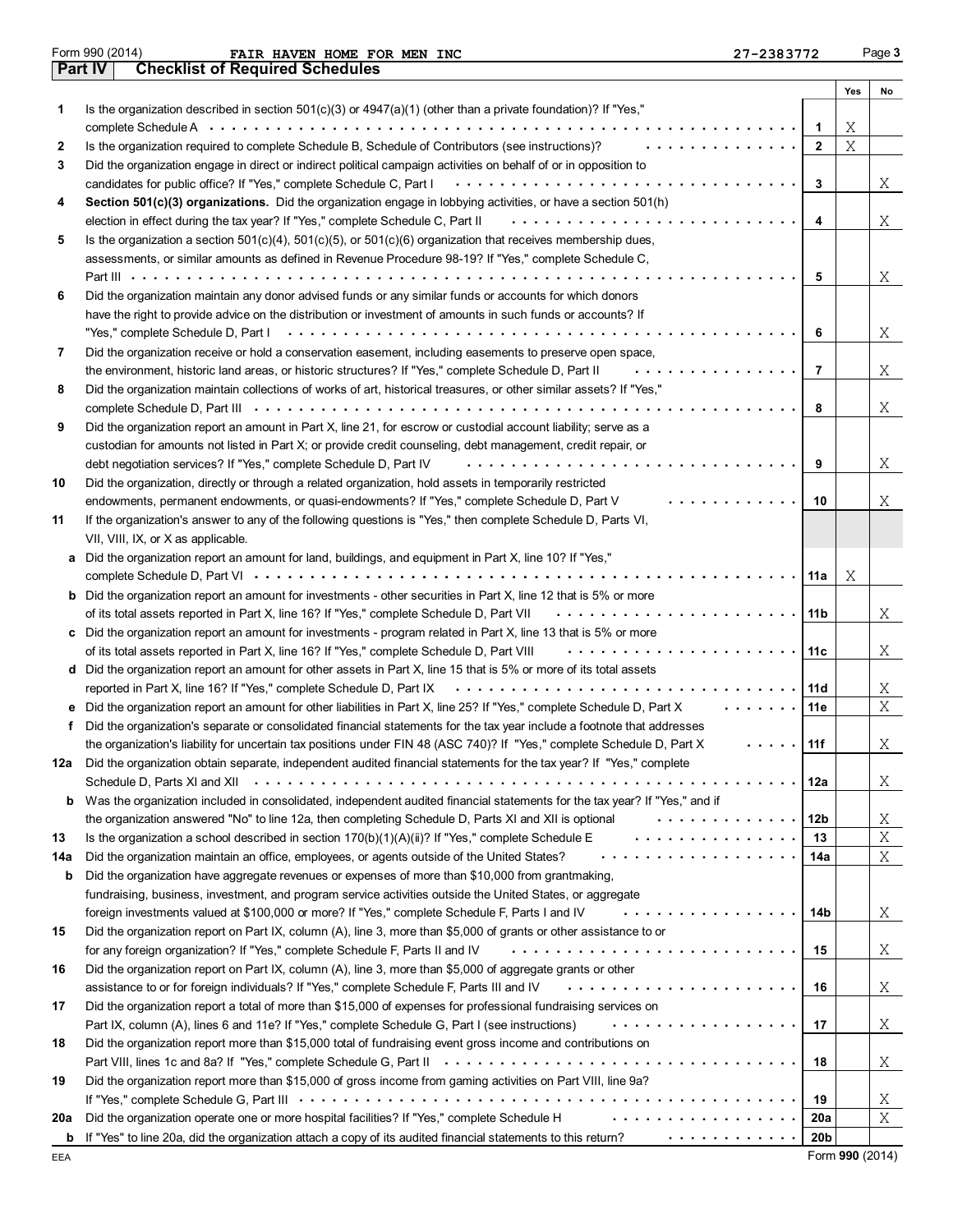Form 990 (2014) FAIR HAVEN HOME FOR MEN INC 27-2383772

## Part IV Checklist of Required Schedules

| | | | Yes | No |
|---|---|---|---|---|
| 1 | Is the organization described in section 501(c)(3) or 4947(a)(1) (other than a private foundation)? If "Yes," complete Schedule A | 1 | X | |
| 2 | Is the organization required to complete Schedule B, Schedule of Contributors (see instructions)? | 2 | X | |
| 3 | Did the organization engage in direct or indirect political campaign activities on behalf of or in opposition to candidates for public office? If "Yes," complete Schedule C, Part I | 3 | | X |
| 4 | **Section 501(c)(3) organizations.** Did the organization engage in lobbying activities, or have a section 501(h) election in effect during the tax year? If "Yes," complete Schedule C, Part II | 4 | | X |
| 5 | Is the organization a section 501(c)(4), 501(c)(5), or 501(c)(6) organization that receives membership dues, assessments, or similar amounts as defined in Revenue Procedure 98-19? If "Yes," complete Schedule C, Part III | 5 | | X |
| 6 | Did the organization maintain any donor advised funds or any similar funds or accounts for which donors have the right to provide advice on the distribution or investment of amounts in such funds or accounts? If "Yes," complete Schedule D, Part I | 6 | | X |
| 7 | Did the organization receive or hold a conservation easement, including easements to preserve open space, the environment, historic land areas, or historic structures? If "Yes," complete Schedule D, Part II | 7 | | X |
| 8 | Did the organization maintain collections of works of art, historical treasures, or other similar assets? If "Yes," complete Schedule D, Part III | 8 | | X |
| 9 | Did the organization report an amount in Part X, line 21, for escrow or custodial account liability; serve as a custodian for amounts not listed in Part X; or provide credit counseling, debt management, credit repair, or debt negotiation services? If "Yes," complete Schedule D, Part IV | 9 | | X |
| 10 | Did the organization, directly or through a related organization, hold assets in temporarily restricted endowments, permanent endowments, or quasi-endowments? If "Yes," complete Schedule D, Part V | 10 | | X |
| 11 | If the organization's answer to any of the following questions is "Yes," then complete Schedule D, Parts VI, VII, VIII, IX, or X as applicable. | | | |
| a | Did the organization report an amount for land, buildings, and equipment in Part X, line 10? If "Yes," complete Schedule D, Part VI | 11a | X | |
| b | Did the organization report an amount for investments - other securities in Part X, line 12 that is 5% or more of its total assets reported in Part X, line 16? If "Yes," complete Schedule D, Part VII | 11b | | X |
| c | Did the organization report an amount for investments - program related in Part X, line 13 that is 5% or more of its total assets reported in Part X, line 16? If "Yes," complete Schedule D, Part VIII | 11c | | X |
| d | Did the organization report an amount for other assets in Part X, line 15 that is 5% or more of its total assets reported in Part X, line 16? If "Yes," complete Schedule D, Part IX | 11d | | X |
| e | Did the organization report an amount for other liabilities in Part X, line 25? If "Yes," complete Schedule D, Part X | 11e | | X |
| f | Did the organization's separate or consolidated financial statements for the tax year include a footnote that addresses the organization's liability for uncertain tax positions under FIN 48 (ASC 740)? If "Yes," complete Schedule D, Part X | 11f | | X |
| 12a | Did the organization obtain separate, independent audited financial statements for the tax year? If "Yes," complete Schedule D, Parts XI and XII | 12a | | X |
| b | Was the organization included in consolidated, independent audited financial statements for the tax year? If "Yes," and if the organization answered "No" to line 12a, then completing Schedule D, Parts XI and XII is optional | 12b | | X |
| 13 | Is the organization a school described in section 170(b)(1)(A)(ii)? If "Yes," complete Schedule E | 13 | | X |
| 14a | Did the organization maintain an office, employees, or agents outside of the United States? | 14a | | X |
| b | Did the organization have aggregate revenues or expenses of more than $10,000 from grantmaking, fundraising, business, investment, and program service activities outside the United States, or aggregate foreign investments valued at $100,000 or more? If "Yes," complete Schedule F, Parts I and IV | 14b | | X |
| 15 | Did the organization report on Part IX, column (A), line 3, more than $5,000 of grants or other assistance to or for any foreign organization? If "Yes," complete Schedule F, Parts II and IV | 15 | | X |
| 16 | Did the organization report on Part IX, column (A), line 3, more than $5,000 of aggregate grants or other assistance to or for foreign individuals? If "Yes," complete Schedule F, Parts III and IV | 16 | | X |
| 17 | Did the organization report a total of more than $15,000 of expenses for professional fundraising services on Part IX, column (A), lines 6 and 11e? If "Yes," complete Schedule G, Part I (see instructions) | 17 | | X |
| 18 | Did the organization report more than $15,000 total of fundraising event gross income and contributions on Part VIII, lines 1c and 8a? If "Yes," complete Schedule G, Part II | 18 | | X |
| 19 | Did the organization report more than $15,000 of gross income from gaming activities on Part VIII, line 9a? If "Yes," complete Schedule G, Part III | 19 | | X |
| 20a | Did the organization operate one or more hospital facilities? If "Yes," complete Schedule H | 20a | | X |
| b | If "Yes" to line 20a, did the organization attach a copy of its audited financial statements to this return? | 20b | | |

EEA Form 990 (2014)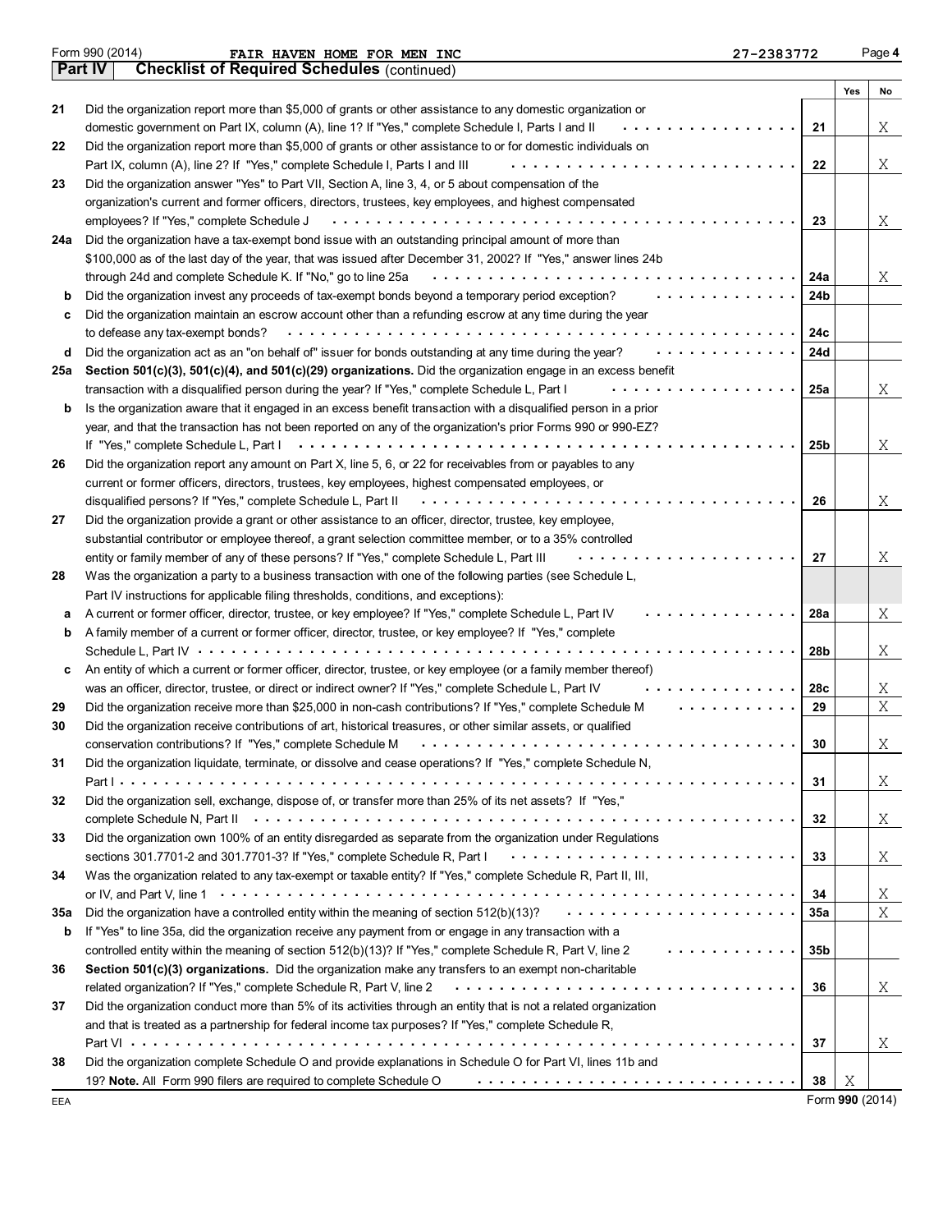Form 990 (2014) FAIR HAVEN HOME FOR MEN INC 27-2383772 Page **4**

**Part IV Checklist of Required Schedules** (continued)

| | | | Yes | No |
|---|---|---|---|---|
| 21 | Did the organization report more than $5,000 of grants or other assistance to any domestic organization or domestic government on Part IX, column (A), line 1? If "Yes," complete Schedule I, Parts I and II | 21 | | X |
| 22 | Did the organization report more than $5,000 of grants or other assistance to or for domestic individuals on Part IX, column (A), line 2? If "Yes," complete Schedule I, Parts I and III | 22 | | X |
| 23 | Did the organization answer "Yes" to Part VII, Section A, line 3, 4, or 5 about compensation of the organization's current and former officers, directors, trustees, key employees, and highest compensated employees? If "Yes," complete Schedule J | 23 | | X |
| 24a | Did the organization have a tax-exempt bond issue with an outstanding principal amount of more than $100,000 as of the last day of the year, that was issued after December 31, 2002? If "Yes," answer lines 24b through 24d and complete Schedule K. If "No," go to line 25a | 24a | | X |
| b | Did the organization invest any proceeds of tax-exempt bonds beyond a temporary period exception? | 24b | | |
| c | Did the organization maintain an escrow account other than a refunding escrow at any time during the year to defease any tax-exempt bonds? | 24c | | |
| d | Did the organization act as an "on behalf of" issuer for bonds outstanding at any time during the year? | 24d | | |
| 25a | **Section 501(c)(3), 501(c)(4), and 501(c)(29) organizations.** Did the organization engage in an excess benefit transaction with a disqualified person during the year? If "Yes," complete Schedule L, Part I | 25a | | X |
| b | Is the organization aware that it engaged in an excess benefit transaction with a disqualified person in a prior year, and that the transaction has not been reported on any of the organization's prior Forms 990 or 990-EZ? If "Yes," complete Schedule L, Part I | 25b | | X |
| 26 | Did the organization report any amount on Part X, line 5, 6, or 22 for receivables from or payables to any current or former officers, directors, trustees, key employees, highest compensated employees, or disqualified persons? If "Yes," complete Schedule L, Part II | 26 | | X |
| 27 | Did the organization provide a grant or other assistance to an officer, director, trustee, key employee, substantial contributor or employee thereof, a grant selection committee member, or to a 35% controlled entity or family member of any of these persons? If "Yes," complete Schedule L, Part III | 27 | | X |
| 28 | Was the organization a party to a business transaction with one of the following parties (see Schedule L, Part IV instructions for applicable filing thresholds, conditions, and exceptions): | | | |
| a | A current or former officer, director, trustee, or key employee? If "Yes," complete Schedule L, Part IV | 28a | | X |
| b | A family member of a current or former officer, director, trustee, or key employee? If "Yes," complete Schedule L, Part IV | 28b | | X |
| c | An entity of which a current or former officer, director, trustee, or key employee (or a family member thereof) was an officer, director, trustee, or direct or indirect owner? If "Yes," complete Schedule L, Part IV | 28c | | X |
| 29 | Did the organization receive more than $25,000 in non-cash contributions? If "Yes," complete Schedule M | 29 | | X |
| 30 | Did the organization receive contributions of art, historical treasures, or other similar assets, or qualified conservation contributions? If "Yes," complete Schedule M | 30 | | X |
| 31 | Did the organization liquidate, terminate, or dissolve and cease operations? If "Yes," complete Schedule N, Part I | 31 | | X |
| 32 | Did the organization sell, exchange, dispose of, or transfer more than 25% of its net assets? If "Yes," complete Schedule N, Part II | 32 | | X |
| 33 | Did the organization own 100% of an entity disregarded as separate from the organization under Regulations sections 301.7701-2 and 301.7701-3? If "Yes," complete Schedule R, Part I | 33 | | X |
| 34 | Was the organization related to any tax-exempt or taxable entity? If "Yes," complete Schedule R, Part II, III, or IV, and Part V, line 1 | 34 | | X |
| 35a | Did the organization have a controlled entity within the meaning of section 512(b)(13)? | 35a | | X |
| b | If "Yes" to line 35a, did the organization receive any payment from or engage in any transaction with a controlled entity within the meaning of section 512(b)(13)? If "Yes," complete Schedule R, Part V, line 2 | 35b | | |
| 36 | **Section 501(c)(3) organizations.** Did the organization make any transfers to an exempt non-charitable related organization? If "Yes," complete Schedule R, Part V, line 2 | 36 | | X |
| 37 | Did the organization conduct more than 5% of its activities through an entity that is not a related organization and that is treated as a partnership for federal income tax purposes? If "Yes," complete Schedule R, Part VI | 37 | | X |
| 38 | Did the organization complete Schedule O and provide explanations in Schedule O for Part VI, lines 11b and 19? **Note.** All Form 990 filers are required to complete Schedule O | 38 | X | |

EEA Form **990** (2014)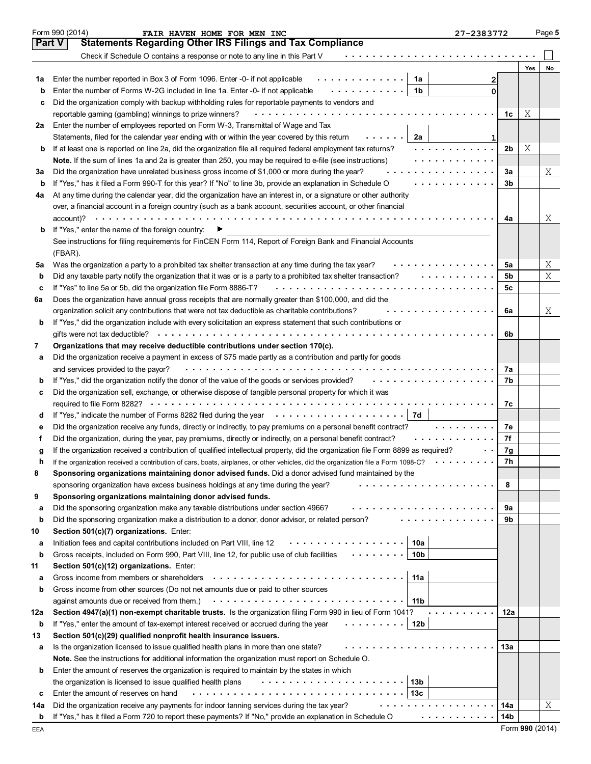Form 990 (2014) FAIR HAVEN HOME FOR MEN INC 27-2383772 Page **5**

## Part V Statements Regarding Other IRS Filings and Tax Compliance

Check if Schedule O contains a response or note to any line in this Part V . . . . . . . . . . . . . . . . . . . . . . . . . . . . ☐

| | | | | | Yes | No |
|---|---|---|---|---|---|---|
| **1a** | Enter the number reported in Box 3 of Form 1096. Enter -0- if not applicable | 1a | 2 | | | |
| **b** | Enter the number of Forms W-2G included in line 1a. Enter -0- if not applicable | 1b | 0 | | | |
| **c** | Did the organization comply with backup withholding rules for reportable payments to vendors and reportable gaming (gambling) winnings to prize winners? | | | 1c | X | |
| **2a** | Enter the number of employees reported on Form W-3, Transmittal of Wage and Tax Statements, filed for the calendar year ending with or within the year covered by this return | 2a | 1 | | | |
| **b** | If at least one is reported on line 2a, did the organization file all required federal employment tax returns? | | | 2b | X | |
| | **Note.** If the sum of lines 1a and 2a is greater than 250, you may be required to e-file (see instructions) | | | | | |
| **3a** | Did the organization have unrelated business gross income of $1,000 or more during the year? | | | 3a | | X |
| **b** | If "Yes," has it filed a Form 990-T for this year? If "No" to line 3b, provide an explanation in Schedule O | | | 3b | | |
| **4a** | At any time during the calendar year, did the organization have an interest in, or a signature or other authority over, a financial account in a foreign country (such as a bank account, securities account, or other financial account)? | | | 4a | | X |
| **b** | If "Yes," enter the name of the foreign country: ▶ | | | | | |
| | See instructions for filing requirements for FinCEN Form 114, Report of Foreign Bank and Financial Accounts (FBAR). | | | | | |
| **5a** | Was the organization a party to a prohibited tax shelter transaction at any time during the tax year? | | | 5a | | X |
| **b** | Did any taxable party notify the organization that it was or is a party to a prohibited tax shelter transaction? | | | 5b | | X |
| **c** | If "Yes" to line 5a or 5b, did the organization file Form 8886-T? | | | 5c | | |
| **6a** | Does the organization have annual gross receipts that are normally greater than $100,000, and did the organization solicit any contributions that were not tax deductible as charitable contributions? | | | 6a | | X |
| **b** | If "Yes," did the organization include with every solicitation an express statement that such contributions or gifts were not tax deductible? | | | 6b | | |
| **7** | **Organizations that may receive deductible contributions under section 170(c).** | | | | | |
| **a** | Did the organization receive a payment in excess of $75 made partly as a contribution and partly for goods and services provided to the payor? | | | 7a | | |
| **b** | If "Yes," did the organization notify the donor of the value of the goods or services provided? | | | 7b | | |
| **c** | Did the organization sell, exchange, or otherwise dispose of tangible personal property for which it was required to file Form 8282? | | | 7c | | |
| **d** | If "Yes," indicate the number of Forms 8282 filed during the year | 7d | | | | |
| **e** | Did the organization receive any funds, directly or indirectly, to pay premiums on a personal benefit contract? | | | 7e | | |
| **f** | Did the organization, during the year, pay premiums, directly or indirectly, on a personal benefit contract? | | | 7f | | |
| **g** | If the organization received a contribution of qualified intellectual property, did the organization file Form 8899 as required? | | | 7g | | |
| **h** | If the organization received a contribution of cars, boats, airplanes, or other vehicles, did the organization file a Form 1098-C? | | | 7h | | |
| **8** | **Sponsoring organizations maintaining donor advised funds.** Did a donor advised fund maintained by the sponsoring organization have excess business holdings at any time during the year? | | | 8 | | |
| **9** | **Sponsoring organizations maintaining donor advised funds.** | | | | | |
| **a** | Did the sponsoring organization make any taxable distributions under section 4966? | | | 9a | | |
| **b** | Did the sponsoring organization make a distribution to a donor, donor advisor, or related person? | | | 9b | | |
| **10** | **Section 501(c)(7) organizations.** Enter: | | | | | |
| **a** | Initiation fees and capital contributions included on Part VIII, line 12 | 10a | | | | |
| **b** | Gross receipts, included on Form 990, Part VIII, line 12, for public use of club facilities | 10b | | | | |
| **11** | **Section 501(c)(12) organizations.** Enter: | | | | | |
| **a** | Gross income from members or shareholders | 11a | | | | |
| **b** | Gross income from other sources (Do not net amounts due or paid to other sources against amounts due or received from them.) | 11b | | | | |
| **12a** | **Section 4947(a)(1) non-exempt charitable trusts.** Is the organization filing Form 990 in lieu of Form 1041? | | | 12a | | |
| **b** | If "Yes," enter the amount of tax-exempt interest received or accrued during the year | 12b | | | | |
| **13** | **Section 501(c)(29) qualified nonprofit health insurance issuers.** | | | | | |
| **a** | Is the organization licensed to issue qualified health plans in more than one state? | | | 13a | | |
| | **Note.** See the instructions for additional information the organization must report on Schedule O. | | | | | |
| **b** | Enter the amount of reserves the organization is required to maintain by the states in which the organization is licensed to issue qualified health plans | 13b | | | | |
| **c** | Enter the amount of reserves on hand | 13c | | | | |
| **14a** | Did the organization receive any payments for indoor tanning services during the tax year? | | | 14a | | X |
| **b** | If "Yes," has it filed a Form 720 to report these payments? If "No," provide an explanation in Schedule O | | | 14b | | |

EEA Form **990** (2014)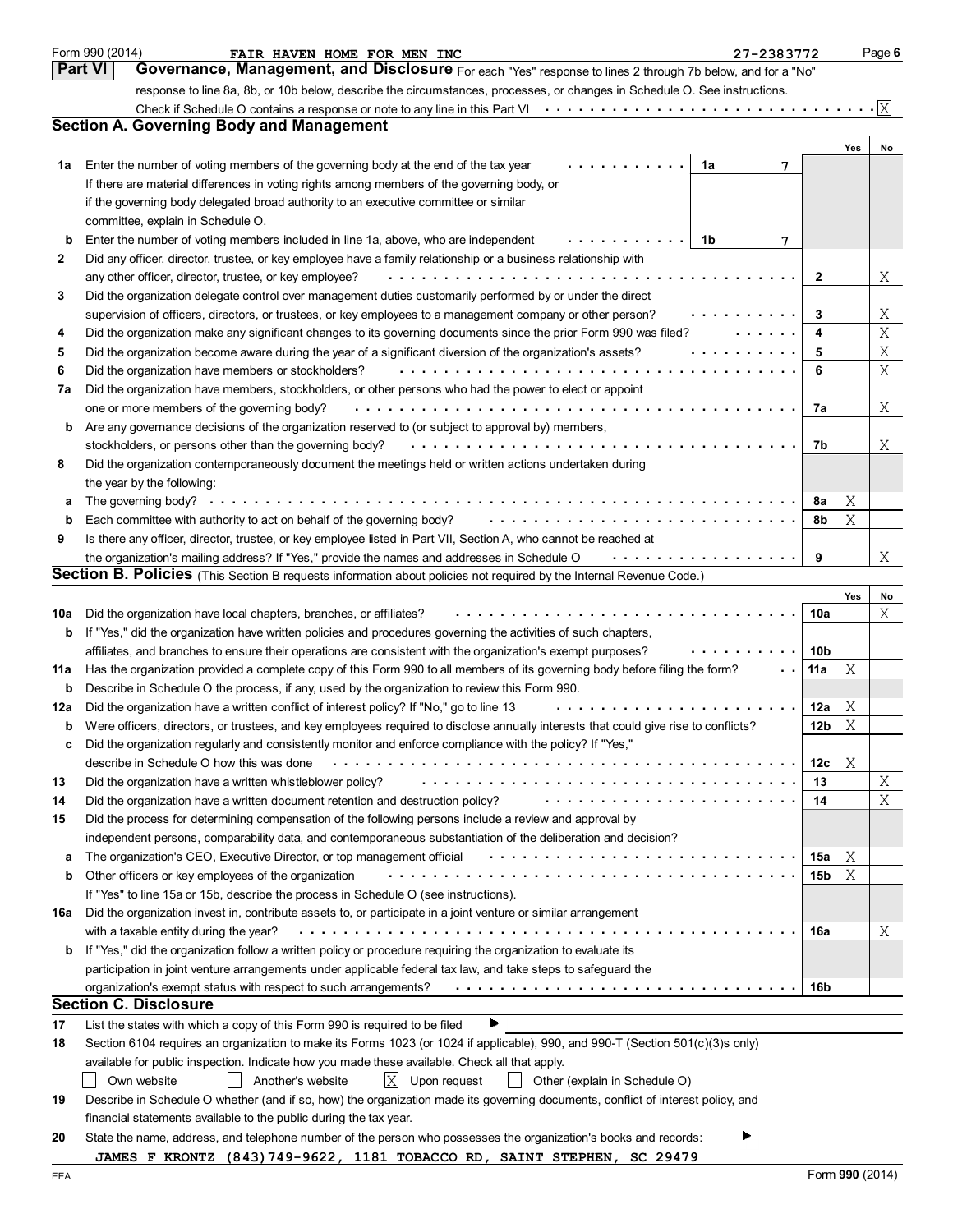Form 990 (2014) FAIR HAVEN HOME FOR MEN INC 27-2383772 Page 6

## Part VI Governance, Management, and Disclosure

For each "Yes" response to lines 2 through 7b below, and for a "No" response to line 8a, 8b, or 10b below, describe the circumstances, processes, or changes in Schedule O. See instructions.

Check if Schedule O contains a response or note to any line in this Part VI . . . . . . . . . . [X]

### Section A. Governing Body and Management

| | | | | Yes | No |
|---|---|---|---|---|---|
| **1a** | Enter the number of voting members of the governing body at the end of the tax year | 1a 7 | | | |
| | If there are material differences in voting rights among members of the governing body, or if the governing body delegated broad authority to an executive committee or similar committee, explain in Schedule O. | | | | |
| **b** | Enter the number of voting members included in line 1a, above, who are independent | 1b 7 | | | |
| **2** | Did any officer, director, trustee, or key employee have a family relationship or a business relationship with any other officer, director, trustee, or key employee? | | 2 | | X |
| **3** | Did the organization delegate control over management duties customarily performed by or under the direct supervision of officers, directors, or trustees, or key employees to a management company or other person? | | 3 | | X |
| **4** | Did the organization make any significant changes to its governing documents since the prior Form 990 was filed? | | 4 | | X |
| **5** | Did the organization become aware during the year of a significant diversion of the organization's assets? | | 5 | | X |
| **6** | Did the organization have members or stockholders? | | 6 | | X |
| **7a** | Did the organization have members, stockholders, or other persons who had the power to elect or appoint one or more members of the governing body? | | 7a | | X |
| **b** | Are any governance decisions of the organization reserved to (or subject to approval by) members, stockholders, or persons other than the governing body? | | 7b | | X |
| **8** | Did the organization contemporaneously document the meetings held or written actions undertaken during the year by the following: | | | | |
| **a** | The governing body? | | 8a | X | |
| **b** | Each committee with authority to act on behalf of the governing body? | | 8b | X | |
| **9** | Is there any officer, director, trustee, or key employee listed in Part VII, Section A, who cannot be reached at the organization's mailing address? If "Yes," provide the names and addresses in Schedule O | | 9 | | X |

### Section B. Policies (This Section B requests information about policies not required by the Internal Revenue Code.)

| | | | Yes | No |
|---|---|---|---|---|
| **10a** | Did the organization have local chapters, branches, or affiliates? | 10a | | X |
| **b** | If "Yes," did the organization have written policies and procedures governing the activities of such chapters, affiliates, and branches to ensure their operations are consistent with the organization's exempt purposes? | 10b | | |
| **11a** | Has the organization provided a complete copy of this Form 990 to all members of its governing body before filing the form? | 11a | X | |
| **b** | Describe in Schedule O the process, if any, used by the organization to review this Form 990. | | | |
| **12a** | Did the organization have a written conflict of interest policy? If "No," go to line 13 | 12a | X | |
| **b** | Were officers, directors, or trustees, and key employees required to disclose annually interests that could give rise to conflicts? | 12b | X | |
| **c** | Did the organization regularly and consistently monitor and enforce compliance with the policy? If "Yes," describe in Schedule O how this was done | 12c | X | |
| **13** | Did the organization have a written whistleblower policy? | 13 | | X |
| **14** | Did the organization have a written document retention and destruction policy? | 14 | | X |
| **15** | Did the process for determining compensation of the following persons include a review and approval by independent persons, comparability data, and contemporaneous substantiation of the deliberation and decision? | | | |
| **a** | The organization's CEO, Executive Director, or top management official | 15a | X | |
| **b** | Other officers or key employees of the organization | 15b | X | |
| | If "Yes" to line 15a or 15b, describe the process in Schedule O (see instructions). | | | |
| **16a** | Did the organization invest in, contribute assets to, or participate in a joint venture or similar arrangement with a taxable entity during the year? | 16a | | X |
| **b** | If "Yes," did the organization follow a written policy or procedure requiring the organization to evaluate its participation in joint venture arrangements under applicable federal tax law, and take steps to safeguard the organization's exempt status with respect to such arrangements? | 16b | | |

### Section C. Disclosure

**17** List the states with which a copy of this Form 990 is required to be filed ▶

**18** Section 6104 requires an organization to make its Forms 1023 (or 1024 if applicable), 990, and 990-T (Section 501(c)(3)s only) available for public inspection. Indicate how you made these available. Check all that apply.

[ ] Own website [ ] Another's website [X] Upon request [ ] Other (explain in Schedule O)

**19** Describe in Schedule O whether (and if so, how) the organization made its governing documents, conflict of interest policy, and financial statements available to the public during the tax year.

**20** State the name, address, and telephone number of the person who possesses the organization's books and records: ▶

JAMES F KRONTZ (843)749-9622, 1181 TOBACCO RD, SAINT STEPHEN, SC 29479

EEA Form **990** (2014)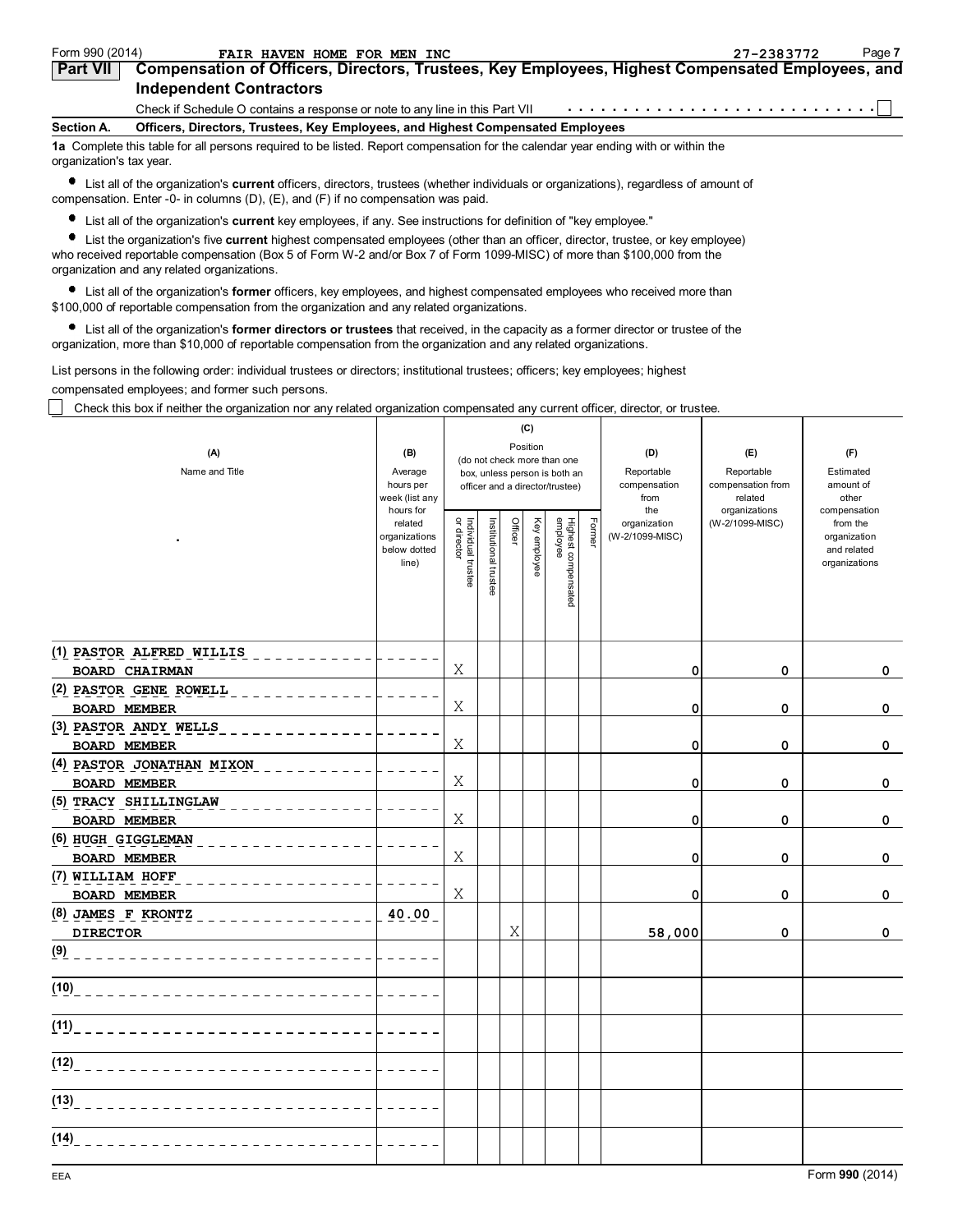Form 990 (2014) FAIR HAVEN HOME FOR MEN INC 27-2383772 Page 7

## Part VII Compensation of Officers, Directors, Trustees, Key Employees, Highest Compensated Employees, and Independent Contractors

Check if Schedule O contains a response or note to any line in this Part VII . . . . . . . . . . . . . . . . . . . . . . . . . . ☐

**Section A. Officers, Directors, Trustees, Key Employees, and Highest Compensated Employees**

**1a** Complete this table for all persons required to be listed. Report compensation for the calendar year ending with or within the organization's tax year.

- List all of the organization's **current** officers, directors, trustees (whether individuals or organizations), regardless of amount of compensation. Enter -0- in columns (D), (E), and (F) if no compensation was paid.
- List all of the organization's **current** key employees, if any. See instructions for definition of "key employee."
- List the organization's five **current** highest compensated employees (other than an officer, director, trustee, or key employee) who received reportable compensation (Box 5 of Form W-2 and/or Box 7 of Form 1099-MISC) of more than $100,000 from the organization and any related organizations.
- List all of the organization's **former** officers, key employees, and highest compensated employees who received more than $100,000 of reportable compensation from the organization and any related organizations.
- List all of the organization's **former directors or trustees** that received, in the capacity as a former director or trustee of the organization, more than $10,000 of reportable compensation from the organization and any related organizations.

List persons in the following order: individual trustees or directors; institutional trustees; officers; key employees; highest compensated employees; and former such persons.

☐ Check this box if neither the organization nor any related organization compensated any current officer, director, or trustee.

| (A) Name and Title | (B) Average hours per week (list any hours for related organizations below dotted line) | (C) Position: Individual trustee or director | Institutional trustee | Officer | Key employee | Highest compensated employee | Former | (D) Reportable compensation from the organization (W-2/1099-MISC) | (E) Reportable compensation from related organizations (W-2/1099-MISC) | (F) Estimated amount of other compensation from the organization and related organizations |
|---|---|---|---|---|---|---|---|---|---|---|
| (1) PASTOR ALFRED WILLIS<br>BOARD CHAIRMAN | | X | | | | | | 0 | 0 | 0 |
| (2) PASTOR GENE ROWELL<br>BOARD MEMBER | | X | | | | | | 0 | 0 | 0 |
| (3) PASTOR ANDY WELLS<br>BOARD MEMBER | | X | | | | | | 0 | 0 | 0 |
| (4) PASTOR JONATHAN MIXON<br>BOARD MEMBER | | X | | | | | | 0 | 0 | 0 |
| (5) TRACY SHILLINGLAW<br>BOARD MEMBER | | X | | | | | | 0 | 0 | 0 |
| (6) HUGH GIGGLEMAN<br>BOARD MEMBER | | X | | | | | | 0 | 0 | 0 |
| (7) WILLIAM HOFF<br>BOARD MEMBER | | X | | | | | | 0 | 0 | 0 |
| (8) JAMES F KRONTZ<br>DIRECTOR | 40.00 | | | X | | | | 58,000 | 0 | 0 |
| (9) | | | | | | | | | | |
| (10) | | | | | | | | | | |
| (11) | | | | | | | | | | |
| (12) | | | | | | | | | | |
| (13) | | | | | | | | | | |
| (14) | | | | | | | | | | |

EEA Form 990 (2014)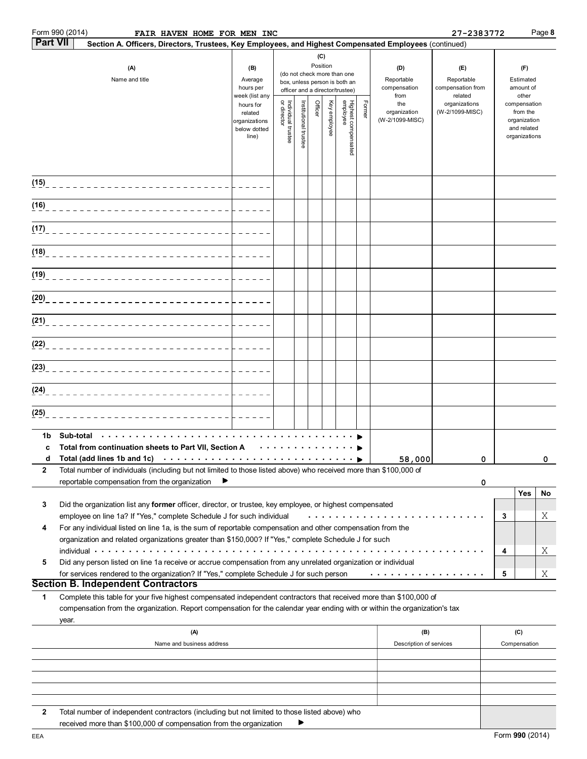Form 990 (2014) FAIR HAVEN HOME FOR MEN INC 27-2383772 Page 8

**Part VII** **Section A. Officers, Directors, Trustees, Key Employees, and Highest Compensated Employees** (continued)

| (A) Name and title | (B) Average hours per week (list any hours for related organizations below dotted line) | (C) Position (do not check more than one box, unless person is both an officer and a director/trustee) Individual trustee or director | Institutional trustee | Officer | Key employee | Highest compensated employee | Former | (D) Reportable compensation from the organization (W-2/1099-MISC) | (E) Reportable compensation from related organizations (W-2/1099-MISC) | (F) Estimated amount of other compensation from the organization and related organizations |
|---|---|---|---|---|---|---|---|---|---|---|
| (15) | | | | | | | | | | |
| (16) | | | | | | | | | | |
| (17) | | | | | | | | | | |
| (18) | | | | | | | | | | |
| (19) | | | | | | | | | | |
| (20) | | | | | | | | | | |
| (21) | | | | | | | | | | |
| (22) | | | | | | | | | | |
| (23) | | | | | | | | | | |
| (24) | | | | | | | | | | |
| (25) | | | | | | | | | | |
| 1b Sub-total | | | | | | | | | | |
| c Total from continuation sheets to Part VII, Section A | | | | | | | | | | |
| d Total (add lines 1b and 1c) | | | | | | | | 58,000 | 0 | 0 |

2 Total number of individuals (including but not limited to those listed above) who received more than $100,000 of reportable compensation from the organization ▶ 0

| | | | Yes | No |
|---|---|---|---|---|
| 3 | Did the organization list any **former** officer, director, or trustee, key employee, or highest compensated employee on line 1a? If "Yes," complete Schedule J for such individual | 3 | | X |
| 4 | For any individual listed on line 1a, is the sum of reportable compensation and other compensation from the organization and related organizations greater than $150,000? If "Yes," complete Schedule J for such individual | 4 | | X |
| 5 | Did any person listed on line 1a receive or accrue compensation from any unrelated organization or individual for services rendered to the organization? If "Yes," complete Schedule J for such person | 5 | | X |

## Section B. Independent Contractors

1 Complete this table for your five highest compensated independent contractors that received more than $100,000 of compensation from the organization. Report compensation for the calendar year ending with or within the organization's tax year.

| (A) Name and business address | (B) Description of services | (C) Compensation |
|---|---|---|
| | | |
| | | |
| | | |
| | | |
| | | |

2 Total number of independent contractors (including but not limited to those listed above) who received more than $100,000 of compensation from the organization ▶

EEA Form **990** (2014)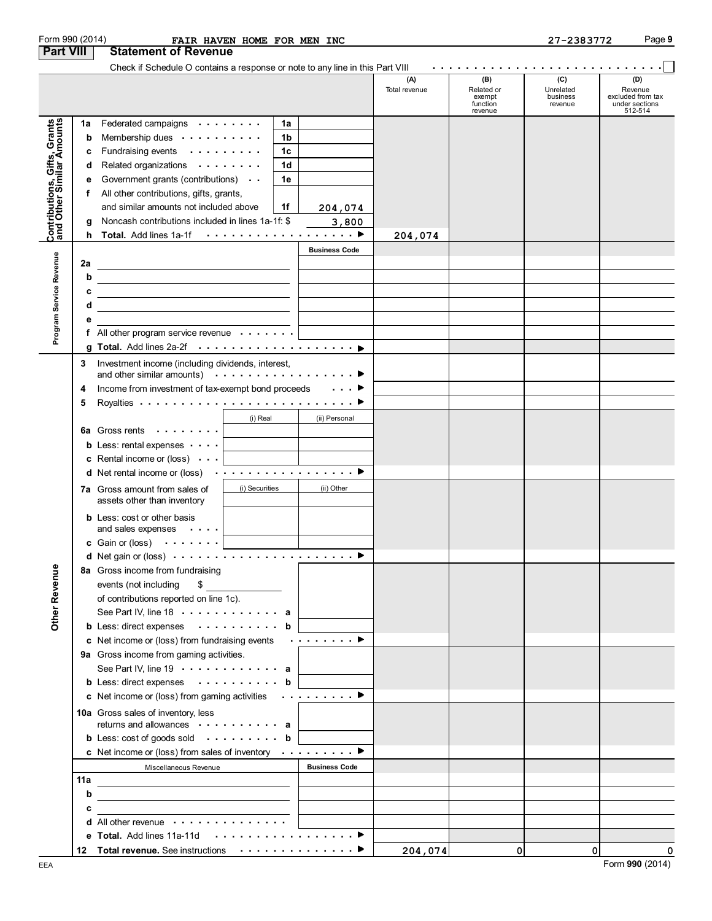Form 990 (2014) FAIR HAVEN HOME FOR MEN INC 27-2383772

## Part VIII Statement of Revenue

Check if Schedule O contains a response or note to any line in this Part VIII . . . . . . . . . . . . . . . . . . . . . . . . . . ☐

| | | | | (A) Total revenue | (B) Related or exempt function revenue | (C) Unrelated business revenue | (D) Revenue excluded from tax under sections 512-514 |
|---|---|---|---|---|---|---|---|
| **Contributions, Gifts, Grants and Other Similar Amounts** | 1a Federated campaigns | 1a | | | | | |
| | b Membership dues | 1b | | | | | |
| | c Fundraising events | 1c | | | | | |
| | d Related organizations | 1d | | | | | |
| | e Government grants (contributions) | 1e | | | | | |
| | f All other contributions, gifts, grants, and similar amounts not included above | 1f | 204,074 | | | | |
| | g Noncash contributions included in lines 1a-1f: $ | | 3,800 | | | | |
| | h **Total.** Add lines 1a-1f ▶ | | | 204,074 | | | |
| **Program Service Revenue** | | | Business Code | | | | |
| | 2a | | | | | | |
| | b | | | | | | |
| | c | | | | | | |
| | d | | | | | | |
| | e | | | | | | |
| | f All other program service revenue | | | | | | |
| | g **Total.** Add lines 2a-2f ▶ | | | | | | |
| **Other Revenue** | 3 Investment income (including dividends, interest, and other similar amounts) ▶ | | | | | | |
| | 4 Income from investment of tax-exempt bond proceeds ▶ | | | | | | |
| | 5 Royalties ▶ | | | | | | |
| | | (i) Real | (ii) Personal | | | | |
| | 6a Gross rents | | | | | | |
| | b Less: rental expenses | | | | | | |
| | c Rental income or (loss) | | | | | | |
| | d Net rental income or (loss) ▶ | | | | | | |
| | 7a Gross amount from sales of assets other than inventory | (i) Securities | (ii) Other | | | | |
| | b Less: cost or other basis and sales expenses | | | | | | |
| | c Gain or (loss) | | | | | | |
| | d Net gain or (loss) ▶ | | | | | | |
| | 8a Gross income from fundraising events (not including $ of contributions reported on line 1c). See Part IV, line 18 | a | | | | | |
| | b Less: direct expenses | b | | | | | |
| | c Net income or (loss) from fundraising events ▶ | | | | | | |
| | 9a Gross income from gaming activities. See Part IV, line 19 | a | | | | | |
| | b Less: direct expenses | b | | | | | |
| | c Net income or (loss) from gaming activities ▶ | | | | | | |
| | 10a Gross sales of inventory, less returns and allowances | a | | | | | |
| | b Less: cost of goods sold | b | | | | | |
| | c Net income or (loss) from sales of inventory ▶ | | | | | | |
| | Miscellaneous Revenue | | Business Code | | | | |
| | 11a | | | | | | |
| | b | | | | | | |
| | c | | | | | | |
| | d All other revenue | | | | | | |
| | e **Total.** Add lines 11a-11d ▶ | | | | | | |
| | 12 **Total revenue.** See instructions ▶ | | | 204,074 | 0 | 0 | 0 |

EEA Form **990** (2014)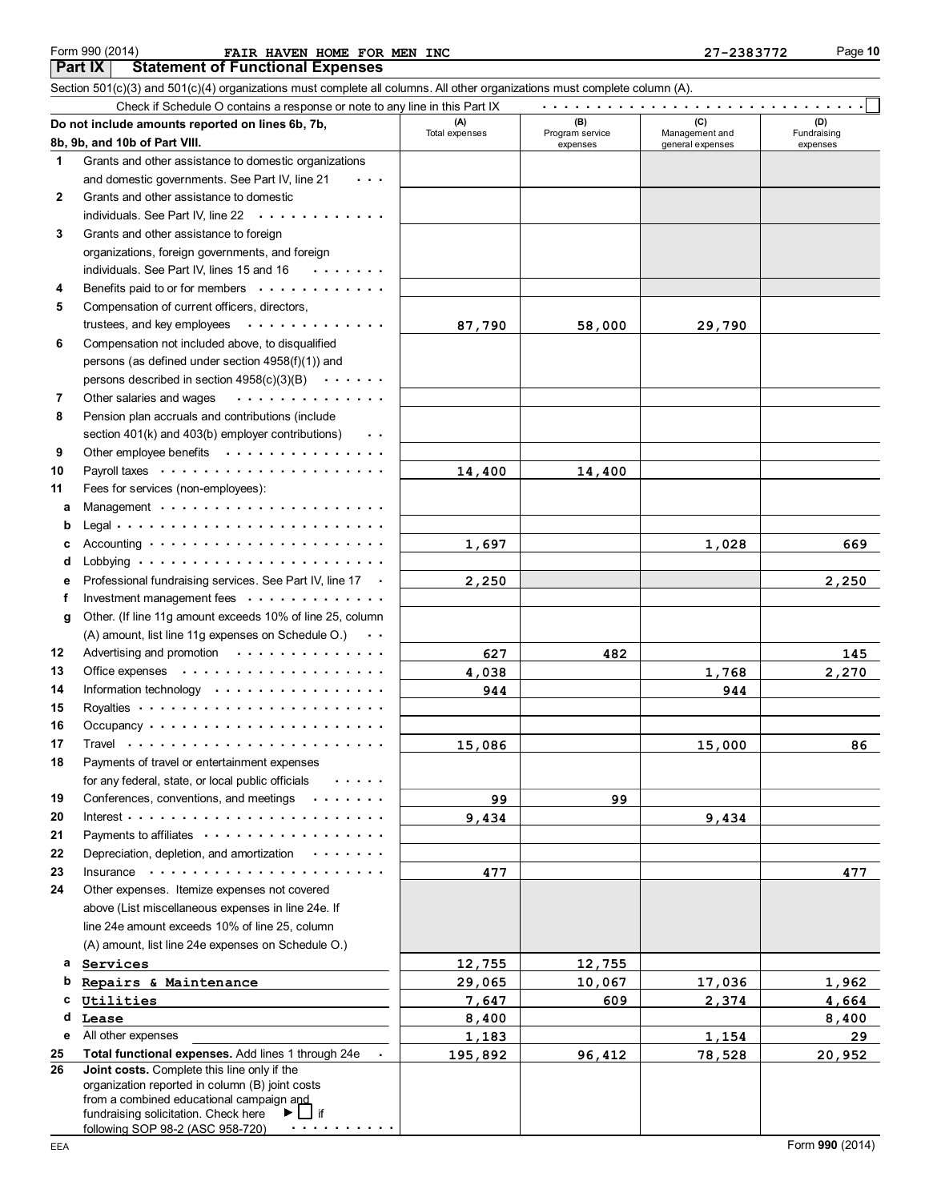Form 990 (2014) FAIR HAVEN HOME FOR MEN INC 27-2383772

## Part IX Statement of Functional Expenses

Section 501(c)(3) and 501(c)(4) organizations must complete all columns. All other organizations must complete column (A).

Check if Schedule O contains a response or note to any line in this Part IX . . . . . . . . . . ☐

| Do not include amounts reported on lines 6b, 7b, 8b, 9b, and 10b of Part VIII. | (A) Total expenses | (B) Program service expenses | (C) Management and general expenses | (D) Fundraising expenses |
|---|---|---|---|---|
| 1 Grants and other assistance to domestic organizations and domestic governments. See Part IV, line 21 | | | | |
| 2 Grants and other assistance to domestic individuals. See Part IV, line 22 | | | | |
| 3 Grants and other assistance to foreign organizations, foreign governments, and foreign individuals. See Part IV, lines 15 and 16 | | | | |
| 4 Benefits paid to or for members | | | | |
| 5 Compensation of current officers, directors, trustees, and key employees | 87,790 | 58,000 | 29,790 | |
| 6 Compensation not included above, to disqualified persons (as defined under section 4958(f)(1)) and persons described in section 4958(c)(3)(B) | | | | |
| 7 Other salaries and wages | | | | |
| 8 Pension plan accruals and contributions (include section 401(k) and 403(b) employer contributions) | | | | |
| 9 Other employee benefits | | | | |
| 10 Payroll taxes | 14,400 | 14,400 | | |
| 11 Fees for services (non-employees): | | | | |
| a Management | | | | |
| b Legal | | | | |
| c Accounting | 1,697 | | 1,028 | 669 |
| d Lobbying | | | | |
| e Professional fundraising services. See Part IV, line 17 | 2,250 | | | 2,250 |
| f Investment management fees | | | | |
| g Other. (If line 11g amount exceeds 10% of line 25, column (A) amount, list line 11g expenses on Schedule O.) | | | | |
| 12 Advertising and promotion | 627 | 482 | | 145 |
| 13 Office expenses | 4,038 | | 1,768 | 2,270 |
| 14 Information technology | 944 | | 944 | |
| 15 Royalties | | | | |
| 16 Occupancy | | | | |
| 17 Travel | 15,086 | | 15,000 | 86 |
| 18 Payments of travel or entertainment expenses for any federal, state, or local public officials | | | | |
| 19 Conferences, conventions, and meetings | 99 | 99 | | |
| 20 Interest | 9,434 | | 9,434 | |
| 21 Payments to affiliates | | | | |
| 22 Depreciation, depletion, and amortization | | | | |
| 23 Insurance | 477 | | | 477 |
| 24 Other expenses. Itemize expenses not covered above (List miscellaneous expenses in line 24e. If line 24e amount exceeds 10% of line 25, column (A) amount, list line 24e expenses on Schedule O.) | | | | |
| a Services | 12,755 | 12,755 | | |
| b Repairs & Maintenance | 29,065 | 10,067 | 17,036 | 1,962 |
| c Utilities | 7,647 | 609 | 2,374 | 4,664 |
| d Lease | 8,400 | | | 8,400 |
| e All other expenses | 1,183 | | 1,154 | 29 |
| 25 **Total functional expenses.** Add lines 1 through 24e | 195,892 | 96,412 | 78,528 | 20,952 |
| 26 **Joint costs.** Complete this line only if the organization reported in column (B) joint costs from a combined educational campaign and fundraising solicitation. Check here ▶ ☐ if following SOP 98-2 (ASC 958-720) | | | | |

EEA Form 990 (2014)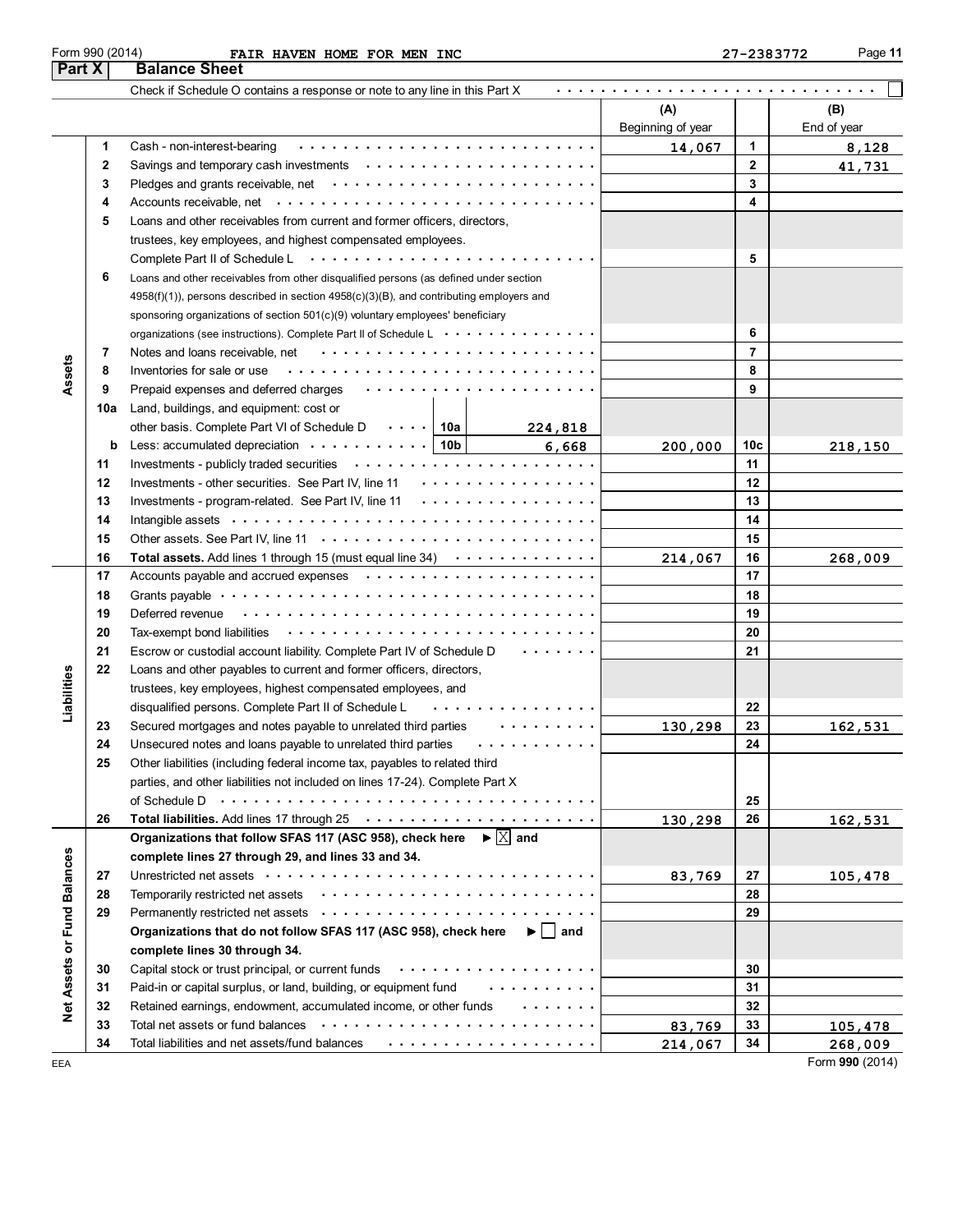Form 990 (2014) FAIR HAVEN HOME FOR MEN INC 27-2383772

## Part X Balance Sheet

Check if Schedule O contains a response or note to any line in this Part X ☐

| | | | | | (A) Beginning of year | | (B) End of year |
|---|---|---|---|---|---|---|---|
| Assets | 1 | Cash - non-interest-bearing | | | 14,067 | 1 | 8,128 |
| | 2 | Savings and temporary cash investments | | | | 2 | 41,731 |
| | 3 | Pledges and grants receivable, net | | | | 3 | |
| | 4 | Accounts receivable, net | | | | 4 | |
| | 5 | Loans and other receivables from current and former officers, directors, trustees, key employees, and highest compensated employees. Complete Part II of Schedule L | | | | 5 | |
| | 6 | Loans and other receivables from other disqualified persons (as defined under section 4958(f)(1)), persons described in section 4958(c)(3)(B), and contributing employers and sponsoring organizations of section 501(c)(9) voluntary employees' beneficiary organizations (see instructions). Complete Part II of Schedule L | | | | 6 | |
| | 7 | Notes and loans receivable, net | | | | 7 | |
| | 8 | Inventories for sale or use | | | | 8 | |
| | 9 | Prepaid expenses and deferred charges | | | | 9 | |
| | 10a | Land, buildings, and equipment: cost or other basis. Complete Part VI of Schedule D | 10a | 224,818 | | | |
| | b | Less: accumulated depreciation | 10b | 6,668 | 200,000 | 10c | 218,150 |
| | 11 | Investments - publicly traded securities | | | | 11 | |
| | 12 | Investments - other securities. See Part IV, line 11 | | | | 12 | |
| | 13 | Investments - program-related. See Part IV, line 11 | | | | 13 | |
| | 14 | Intangible assets | | | | 14 | |
| | 15 | Other assets. See Part IV, line 11 | | | | 15 | |
| | 16 | **Total assets.** Add lines 1 through 15 (must equal line 34) | | | 214,067 | 16 | 268,009 |
| Liabilities | 17 | Accounts payable and accrued expenses | | | | 17 | |
| | 18 | Grants payable | | | | 18 | |
| | 19 | Deferred revenue | | | | 19 | |
| | 20 | Tax-exempt bond liabilities | | | | 20 | |
| | 21 | Escrow or custodial account liability. Complete Part IV of Schedule D | | | | 21 | |
| | 22 | Loans and other payables to current and former officers, directors, trustees, key employees, highest compensated employees, and disqualified persons. Complete Part II of Schedule L | | | | 22 | |
| | 23 | Secured mortgages and notes payable to unrelated third parties | | | 130,298 | 23 | 162,531 |
| | 24 | Unsecured notes and loans payable to unrelated third parties | | | | 24 | |
| | 25 | Other liabilities (including federal income tax, payables to related third parties, and other liabilities not included on lines 17-24). Complete Part X of Schedule D | | | | 25 | |
| | 26 | **Total liabilities.** Add lines 17 through 25 | | | 130,298 | 26 | 162,531 |
| Net Assets or Fund Balances | | **Organizations that follow SFAS 117 (ASC 958), check here** ▶ ☒ **and complete lines 27 through 29, and lines 33 and 34.** | | | | | |
| | 27 | Unrestricted net assets | | | 83,769 | 27 | 105,478 |
| | 28 | Temporarily restricted net assets | | | | 28 | |
| | 29 | Permanently restricted net assets | | | | 29 | |
| | | **Organizations that do not follow SFAS 117 (ASC 958), check here** ▶ ☐ **and complete lines 30 through 34.** | | | | | |
| | 30 | Capital stock or trust principal, or current funds | | | | 30 | |
| | 31 | Paid-in or capital surplus, or land, building, or equipment fund | | | | 31 | |
| | 32 | Retained earnings, endowment, accumulated income, or other funds | | | | 32 | |
| | 33 | Total net assets or fund balances | | | 83,769 | 33 | 105,478 |
| | 34 | Total liabilities and net assets/fund balances | | | 214,067 | 34 | 268,009 |

EEA Form **990** (2014)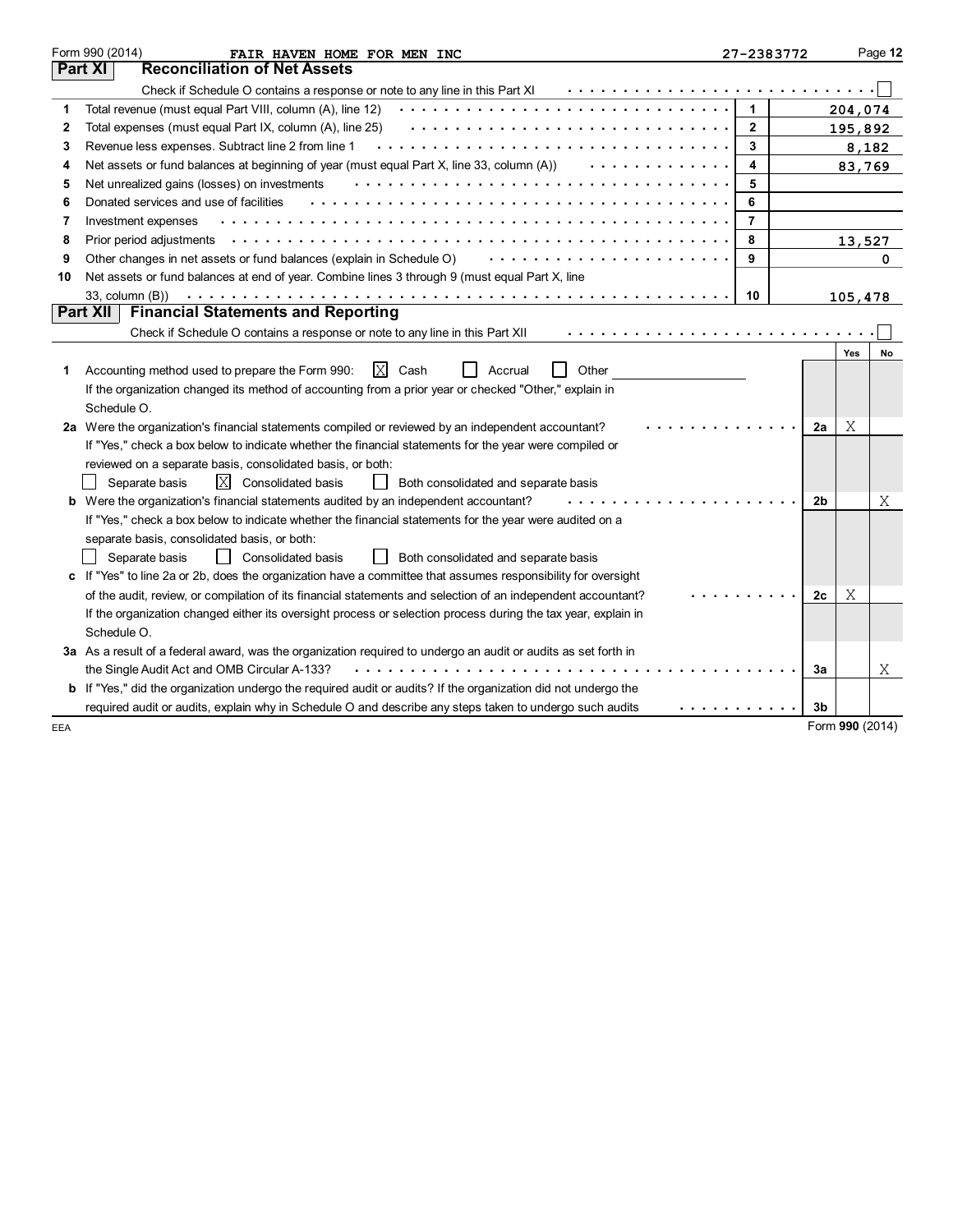Form 990 (2014) FAIR HAVEN HOME FOR MEN INC 27-2383772

## Part XI Reconciliation of Net Assets

Check if Schedule O contains a response or note to any line in this Part XI ☐

| | | | |
|---|---|---|---|
| 1 | Total revenue (must equal Part VIII, column (A), line 12) | 1 | 204,074 |
| 2 | Total expenses (must equal Part IX, column (A), line 25) | 2 | 195,892 |
| 3 | Revenue less expenses. Subtract line 2 from line 1 | 3 | 8,182 |
| 4 | Net assets or fund balances at beginning of year (must equal Part X, line 33, column (A)) | 4 | 83,769 |
| 5 | Net unrealized gains (losses) on investments | 5 | |
| 6 | Donated services and use of facilities | 6 | |
| 7 | Investment expenses | 7 | |
| 8 | Prior period adjustments | 8 | 13,527 |
| 9 | Other changes in net assets or fund balances (explain in Schedule O) | 9 | 0 |
| 10 | Net assets or fund balances at end of year. Combine lines 3 through 9 (must equal Part X, line 33, column (B)) | 10 | 105,478 |

## Part XII Financial Statements and Reporting

Check if Schedule O contains a response or note to any line in this Part XII ☐

| | | | Yes | No |
|---|---|---|---|---|
| 1 | Accounting method used to prepare the Form 990: ☒ Cash ☐ Accrual ☐ Other<br>If the organization changed its method of accounting from a prior year or checked "Other," explain in Schedule O. | | | |
| 2a | Were the organization's financial statements compiled or reviewed by an independent accountant? | 2a | X | |
| | If "Yes," check a box below to indicate whether the financial statements for the year were compiled or reviewed on a separate basis, consolidated basis, or both:<br>☐ Separate basis ☒ Consolidated basis ☐ Both consolidated and separate basis | | | |
| b | Were the organization's financial statements audited by an independent accountant? | 2b | | X |
| | If "Yes," check a box below to indicate whether the financial statements for the year were audited on a separate basis, consolidated basis, or both:<br>☐ Separate basis ☐ Consolidated basis ☐ Both consolidated and separate basis | | | |
| c | If "Yes" to line 2a or 2b, does the organization have a committee that assumes responsibility for oversight of the audit, review, or compilation of its financial statements and selection of an independent accountant? | 2c | X | |
| | If the organization changed either its oversight process or selection process during the tax year, explain in Schedule O. | | | |
| 3a | As a result of a federal award, was the organization required to undergo an audit or audits as set forth in the Single Audit Act and OMB Circular A-133? | 3a | | X |
| b | If "Yes," did the organization undergo the required audit or audits? If the organization did not undergo the required audit or audits, explain why in Schedule O and describe any steps taken to undergo such audits | 3b | | |

EEA Form **990** (2014)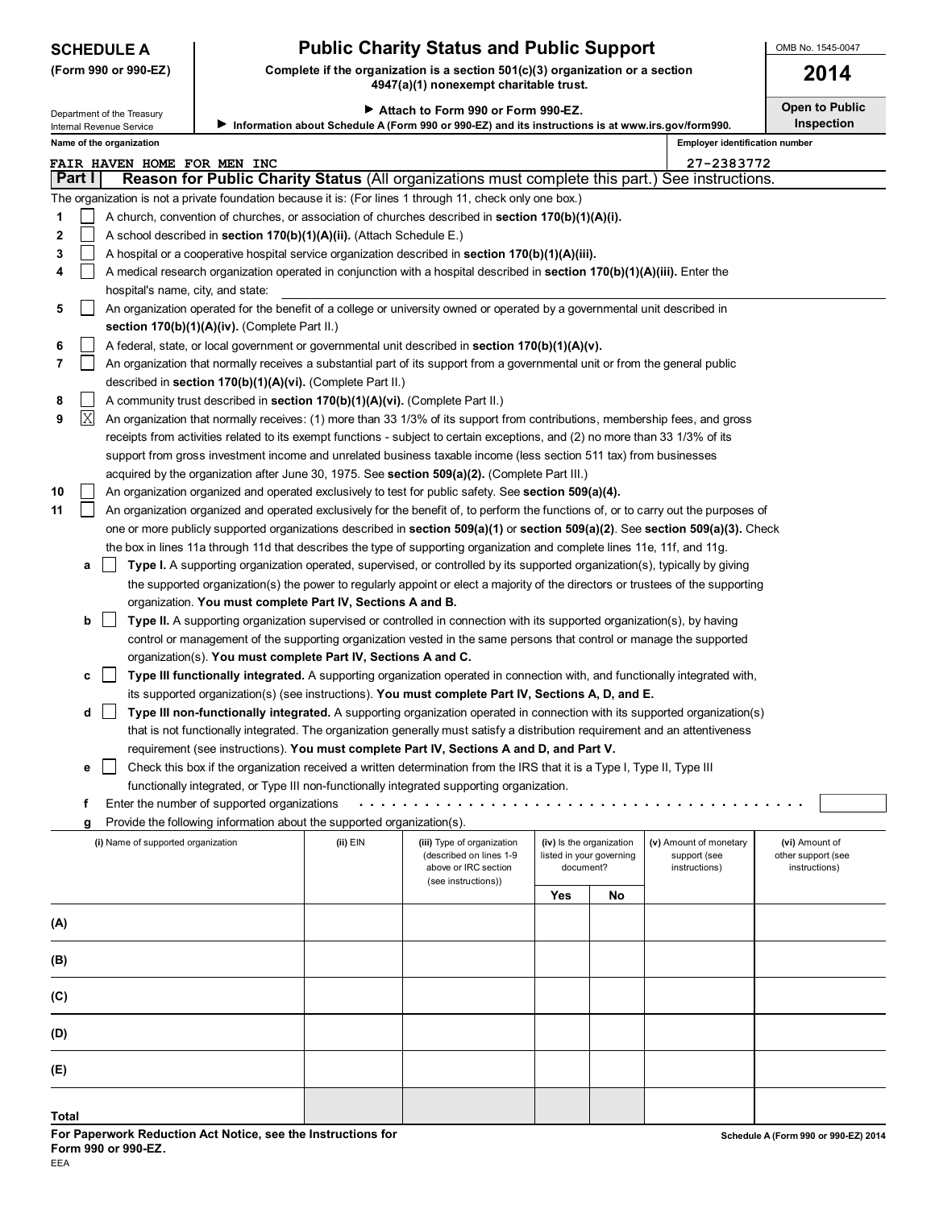**SCHEDULE A**
**(Form 990 or 990-EZ)**

Department of the Treasury
Internal Revenue Service

# Public Charity Status and Public Support

**Complete if the organization is a section 501(c)(3) organization or a section 4947(a)(1) nonexempt charitable trust.**

▶ **Attach to Form 990 or Form 990-EZ.**

▶ **Information about Schedule A (Form 990 or 990-EZ) and its instructions is at www.irs.gov/form990.**

OMB No. 1545-0047

**2014**

**Open to Public Inspection**

**Name of the organization**
FAIR HAVEN HOME FOR MEN INC

**Employer identification number**
27-2383772

## Part I Reason for Public Charity Status (All organizations must complete this part.) See instructions.

The organization is not a private foundation because it is: (For lines 1 through 11, check only one box.)

1 ☐ A church, convention of churches, or association of churches described in **section 170(b)(1)(A)(i).**

2 ☐ A school described in **section 170(b)(1)(A)(ii).** (Attach Schedule E.)

3 ☐ A hospital or a cooperative hospital service organization described in **section 170(b)(1)(A)(iii).**

4 ☐ A medical research organization operated in conjunction with a hospital described in **section 170(b)(1)(A)(iii).** Enter the hospital's name, city, and state:

5 ☐ An organization operated for the benefit of a college or university owned or operated by a governmental unit described in **section 170(b)(1)(A)(iv).** (Complete Part II.)

6 ☐ A federal, state, or local government or governmental unit described in **section 170(b)(1)(A)(v).**

7 ☐ An organization that normally receives a substantial part of its support from a governmental unit or from the general public described in **section 170(b)(1)(A)(vi).** (Complete Part II.)

8 ☐ A community trust described in **section 170(b)(1)(A)(vi).** (Complete Part II.)

9 ☒ An organization that normally receives: (1) more than 33 1/3% of its support from contributions, membership fees, and gross receipts from activities related to its exempt functions - subject to certain exceptions, and (2) no more than 33 1/3% of its support from gross investment income and unrelated business taxable income (less section 511 tax) from businesses acquired by the organization after June 30, 1975. See **section 509(a)(2).** (Complete Part III.)

10 ☐ An organization organized and operated exclusively to test for public safety. See **section 509(a)(4).**

11 ☐ An organization organized and operated exclusively for the benefit of, to perform the functions of, or to carry out the purposes of one or more publicly supported organizations described in **section 509(a)(1)** or **section 509(a)(2)**. See **section 509(a)(3).** Check the box in lines 11a through 11d that describes the type of supporting organization and complete lines 11e, 11f, and 11g.

a ☐ **Type I.** A supporting organization operated, supervised, or controlled by its supported organization(s), typically by giving the supported organization(s) the power to regularly appoint or elect a majority of the directors or trustees of the supporting organization. **You must complete Part IV, Sections A and B.**

b ☐ **Type II.** A supporting organization supervised or controlled in connection with its supported organization(s), by having control or management of the supporting organization vested in the same persons that control or manage the supported organization(s). **You must complete Part IV, Sections A and C.**

c ☐ **Type III functionally integrated.** A supporting organization operated in connection with, and functionally integrated with, its supported organization(s) (see instructions). **You must complete Part IV, Sections A, D, and E.**

d ☐ **Type III non-functionally integrated.** A supporting organization operated in connection with its supported organization(s) that is not functionally integrated. The organization generally must satisfy a distribution requirement and an attentiveness requirement (see instructions). **You must complete Part IV, Sections A and D, and Part V.**

e ☐ Check this box if the organization received a written determination from the IRS that it is a Type I, Type II, Type III functionally integrated, or Type III non-functionally integrated supporting organization.

f Enter the number of supported organizations

g Provide the following information about the supported organization(s).

| (i) Name of supported organization | (ii) EIN | (iii) Type of organization (described on lines 1-9 above or IRC section (see instructions)) | (iv) Is the organization listed in your governing document? Yes | No | (v) Amount of monetary support (see instructions) | (vi) Amount of other support (see instructions) |
|---|---|---|---|---|---|---|
| (A) | | | | | | |
| (B) | | | | | | |
| (C) | | | | | | |
| (D) | | | | | | |
| (E) | | | | | | |
| Total | | | | | | |

For Paperwork Reduction Act Notice, see the Instructions for Form 990 or 990-EZ.

EEA

Schedule A (Form 990 or 990-EZ) 2014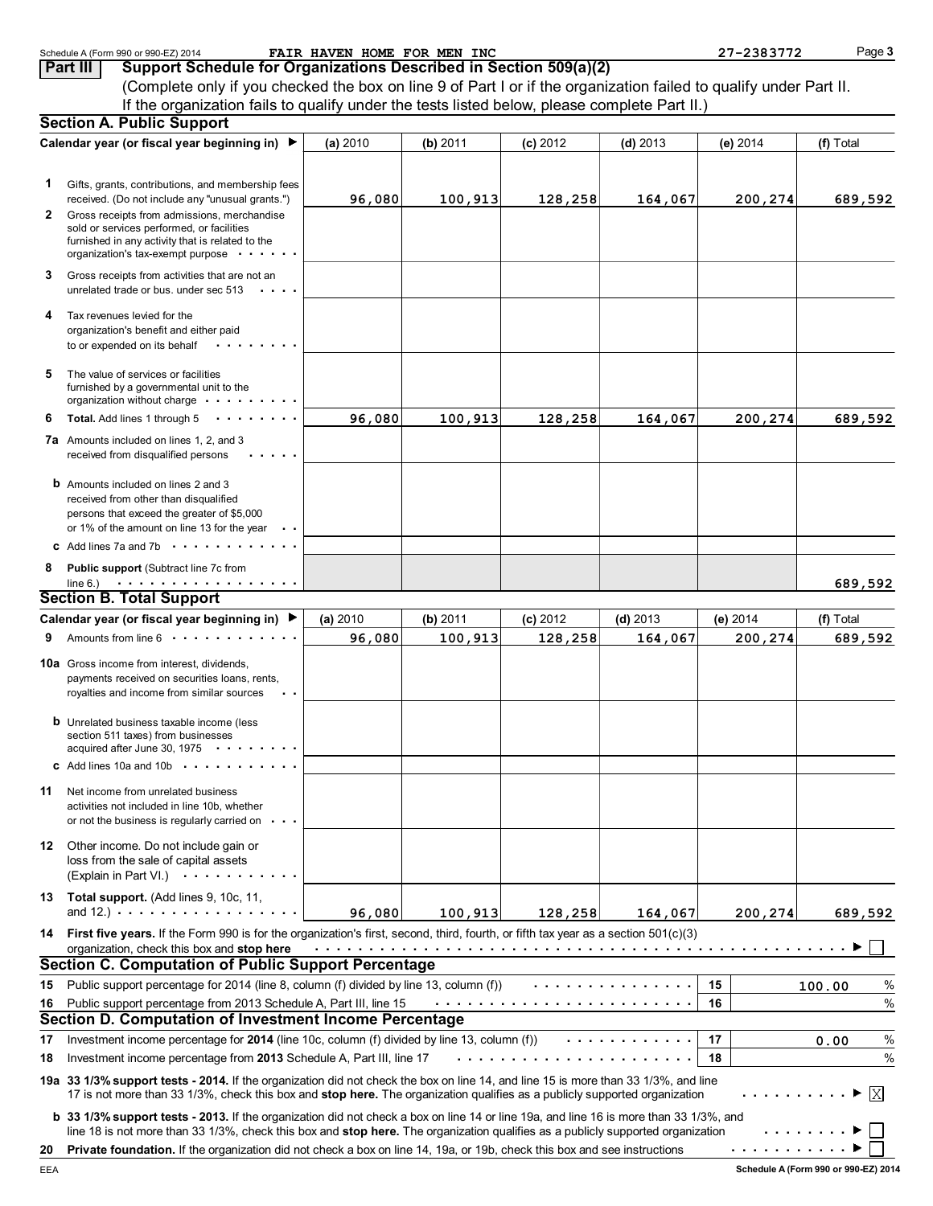Schedule A (Form 990 or 990-EZ) 2014 FAIR HAVEN HOME FOR MEN INC 27-2383772

## Part III Support Schedule for Organizations Described in Section 509(a)(2)

(Complete only if you checked the box on line 9 of Part I or if the organization failed to qualify under Part II. If the organization fails to qualify under the tests listed below, please complete Part II.)

### Section A. Public Support

| Calendar year (or fiscal year beginning in) ▶ | (a) 2010 | (b) 2011 | (c) 2012 | (d) 2013 | (e) 2014 | (f) Total |
|---|---|---|---|---|---|---|
| 1 Gifts, grants, contributions, and membership fees received. (Do not include any "unusual grants.") | 96,080 | 100,913 | 128,258 | 164,067 | 200,274 | 689,592 |
| 2 Gross receipts from admissions, merchandise sold or services performed, or facilities furnished in any activity that is related to the organization's tax-exempt purpose | | | | | | |
| 3 Gross receipts from activities that are not an unrelated trade or bus. under sec 513 | | | | | | |
| 4 Tax revenues levied for the organization's benefit and either paid to or expended on its behalf | | | | | | |
| 5 The value of services or facilities furnished by a governmental unit to the organization without charge | | | | | | |
| 6 **Total.** Add lines 1 through 5 | 96,080 | 100,913 | 128,258 | 164,067 | 200,274 | 689,592 |
| 7a Amounts included on lines 1, 2, and 3 received from disqualified persons | | | | | | |
| b Amounts included on lines 2 and 3 received from other than disqualified persons that exceed the greater of $5,000 or 1% of the amount on line 13 for the year | | | | | | |
| c Add lines 7a and 7b | | | | | | |
| 8 **Public support** (Subtract line 7c from line 6.) | | | | | | 689,592 |

### Section B. Total Support

| Calendar year (or fiscal year beginning in) ▶ | (a) 2010 | (b) 2011 | (c) 2012 | (d) 2013 | (e) 2014 | (f) Total |
|---|---|---|---|---|---|---|
| 9 Amounts from line 6 | 96,080 | 100,913 | 128,258 | 164,067 | 200,274 | 689,592 |
| 10a Gross income from interest, dividends, payments received on securities loans, rents, royalties and income from similar sources | | | | | | |
| b Unrelated business taxable income (less section 511 taxes) from businesses acquired after June 30, 1975 | | | | | | |
| c Add lines 10a and 10b | | | | | | |
| 11 Net income from unrelated business activities not included in line 10b, whether or not the business is regularly carried on | | | | | | |
| 12 Other income. Do not include gain or loss from the sale of capital assets (Explain in Part VI.) | | | | | | |
| 13 **Total support.** (Add lines 9, 10c, 11, and 12.) | 96,080 | 100,913 | 128,258 | 164,067 | 200,274 | 689,592 |

14 **First five years.** If the Form 990 is for the organization's first, second, third, fourth, or fifth tax year as a section 501(c)(3) organization, check this box and **stop here** ▶ ☐

### Section C. Computation of Public Support Percentage

| | | | |
|---|---|---|---|
| 15 | Public support percentage for 2014 (line 8, column (f) divided by line 13, column (f)) | 15 | 100.00 % |
| 16 | Public support percentage from 2013 Schedule A, Part III, line 15 | 16 | % |

### Section D. Computation of Investment Income Percentage

| | | | |
|---|---|---|---|
| 17 | Investment income percentage for **2014** (line 10c, column (f) divided by line 13, column (f)) | 17 | 0.00 % |
| 18 | Investment income percentage from **2013** Schedule A, Part III, line 17 | 18 | % |

19a **33 1/3% support tests - 2014.** If the organization did not check the box on line 14, and line 15 is more than 33 1/3%, and line 17 is not more than 33 1/3%, check this box and **stop here.** The organization qualifies as a publicly supported organization ▶ ☒

b **33 1/3% support tests - 2013.** If the organization did not check a box on line 14 or line 19a, and line 16 is more than 33 1/3%, and line 18 is not more than 33 1/3%, check this box and **stop here.** The organization qualifies as a publicly supported organization ▶ ☐

20 **Private foundation.** If the organization did not check a box on line 14, 19a, or 19b, check this box and see instructions ▶ ☐

EEA Schedule A (Form 990 or 990-EZ) 2014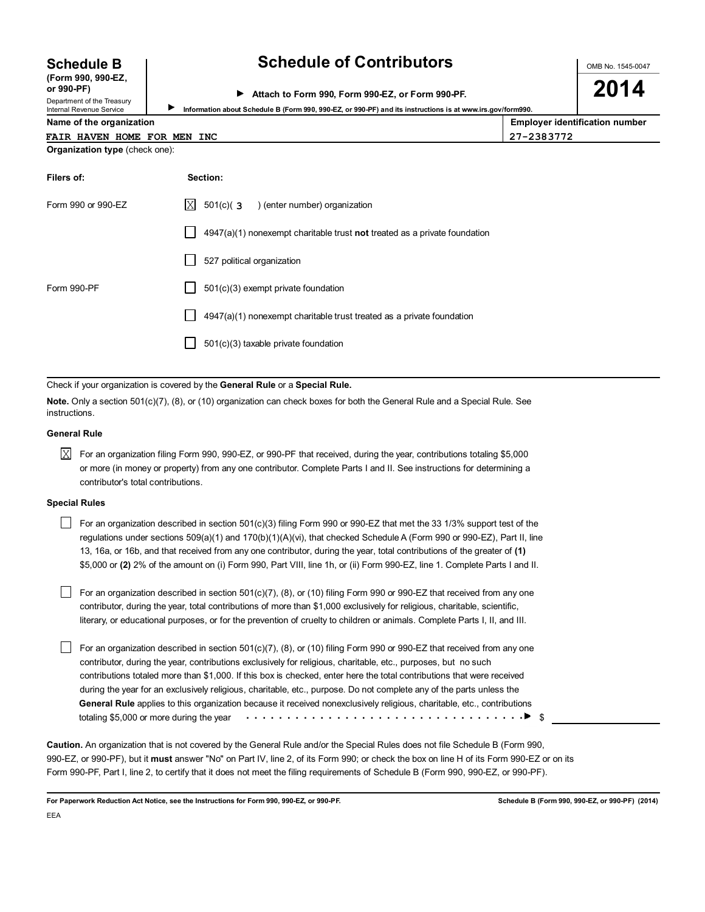# Schedule B (Form 990, 990-EZ, or 990-PF)

Department of the Treasury
Internal Revenue Service

## Schedule of Contributors

▶ Attach to Form 990, Form 990-EZ, or Form 990-PF.

▶ Information about Schedule B (Form 990, 990-EZ, or 990-PF) and its instructions is at www.irs.gov/form990.

OMB No. 1545-0047

**2014**

| Name of the organization | Employer identification number |
|---|---|
| FAIR HAVEN HOME FOR MEN INC | 27-2383772 |

**Organization type** (check one):

| Filers of: | Section: |
|---|---|
| Form 990 or 990-EZ | [X] 501(c)( 3 ) (enter number) organization |
| | [ ] 4947(a)(1) nonexempt charitable trust **not** treated as a private foundation |
| | [ ] 527 political organization |
| Form 990-PF | [ ] 501(c)(3) exempt private foundation |
| | [ ] 4947(a)(1) nonexempt charitable trust treated as a private foundation |
| | [ ] 501(c)(3) taxable private foundation |

Check if your organization is covered by the **General Rule** or a **Special Rule.**

**Note.** Only a section 501(c)(7), (8), or (10) organization can check boxes for both the General Rule and a Special Rule. See instructions.

**General Rule**

[X] For an organization filing Form 990, 990-EZ, or 990-PF that received, during the year, contributions totaling $5,000 or more (in money or property) from any one contributor. Complete Parts I and II. See instructions for determining a contributor's total contributions.

**Special Rules**

[ ] For an organization described in section 501(c)(3) filing Form 990 or 990-EZ that met the 33 1/3% support test of the regulations under sections 509(a)(1) and 170(b)(1)(A)(vi), that checked Schedule A (Form 990 or 990-EZ), Part II, line 13, 16a, or 16b, and that received from any one contributor, during the year, total contributions of the greater of **(1)** $5,000 or **(2)** 2% of the amount on (i) Form 990, Part VIII, line 1h, or (ii) Form 990-EZ, line 1. Complete Parts I and II.

[ ] For an organization described in section 501(c)(7), (8), or (10) filing Form 990 or 990-EZ that received from any one contributor, during the year, total contributions of more than $1,000 exclusively for religious, charitable, scientific, literary, or educational purposes, or for the prevention of cruelty to children or animals. Complete Parts I, II, and III.

[ ] For an organization described in section 501(c)(7), (8), or (10) filing Form 990 or 990-EZ that received from any one contributor, during the year, contributions exclusively for religious, charitable, etc., purposes, but no such contributions totaled more than $1,000. If this box is checked, enter here the total contributions that were received during the year for an exclusively religious, charitable, etc., purpose. Do not complete any of the parts unless the **General Rule** applies to this organization because it received nonexclusively religious, charitable, etc., contributions totaling $5,000 or more during the year . . . . . . . . . . . . . . . . . . . . . . . . . . . . . . . . . . . ▶ $ ____________

**Caution.** An organization that is not covered by the General Rule and/or the Special Rules does not file Schedule B (Form 990, 990-EZ, or 990-PF), but it **must** answer "No" on Part IV, line 2, of its Form 990; or check the box on line H of its Form 990-EZ or on its Form 990-PF, Part I, line 2, to certify that it does not meet the filing requirements of Schedule B (Form 990, 990-EZ, or 990-PF).

**For Paperwork Reduction Act Notice, see the Instructions for Form 990, 990-EZ, or 990-PF.** Schedule B (Form 990, 990-EZ, or 990-PF) (2014)

EEA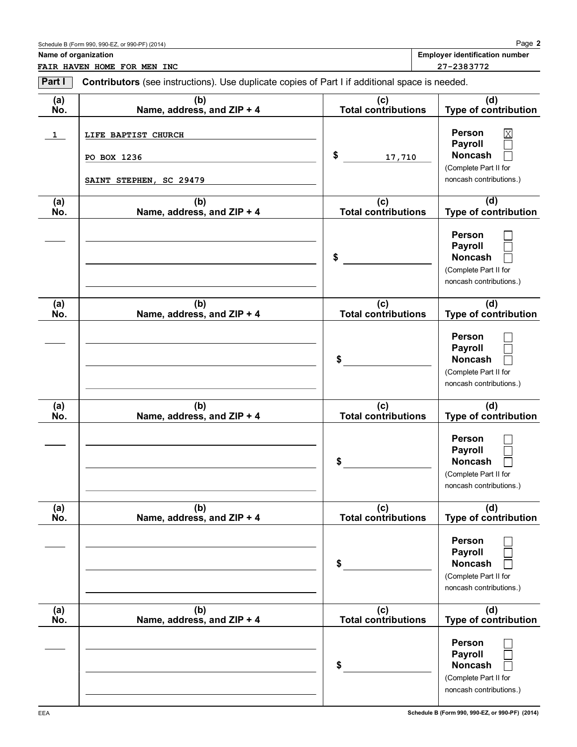**Name of organization**

FAIR HAVEN HOME FOR MEN INC

**Employer identification number**

27-2383772

**Part I** **Contributors** (see instructions). Use duplicate copies of Part I if additional space is needed.

| (a) No. | (b) Name, address, and ZIP + 4 | (c) Total contributions | (d) Type of contribution |
|---|---|---|---|
| 1 | LIFE BAPTIST CHURCH<br>PO BOX 1236<br>SAINT STEPHEN, SC 29479 | $ 17,710 | Person ☒<br>Payroll ☐<br>Noncash ☐<br>(Complete Part II for noncash contributions.) |
| | | $ | Person ☐<br>Payroll ☐<br>Noncash ☐<br>(Complete Part II for noncash contributions.) |
| | | $ | Person ☐<br>Payroll ☐<br>Noncash ☐<br>(Complete Part II for noncash contributions.) |
| | | $ | Person ☐<br>Payroll ☐<br>Noncash ☐<br>(Complete Part II for noncash contributions.) |
| | | $ | Person ☐<br>Payroll ☐<br>Noncash ☐<br>(Complete Part II for noncash contributions.) |
| | | $ | Person ☐<br>Payroll ☐<br>Noncash ☐<br>(Complete Part II for noncash contributions.) |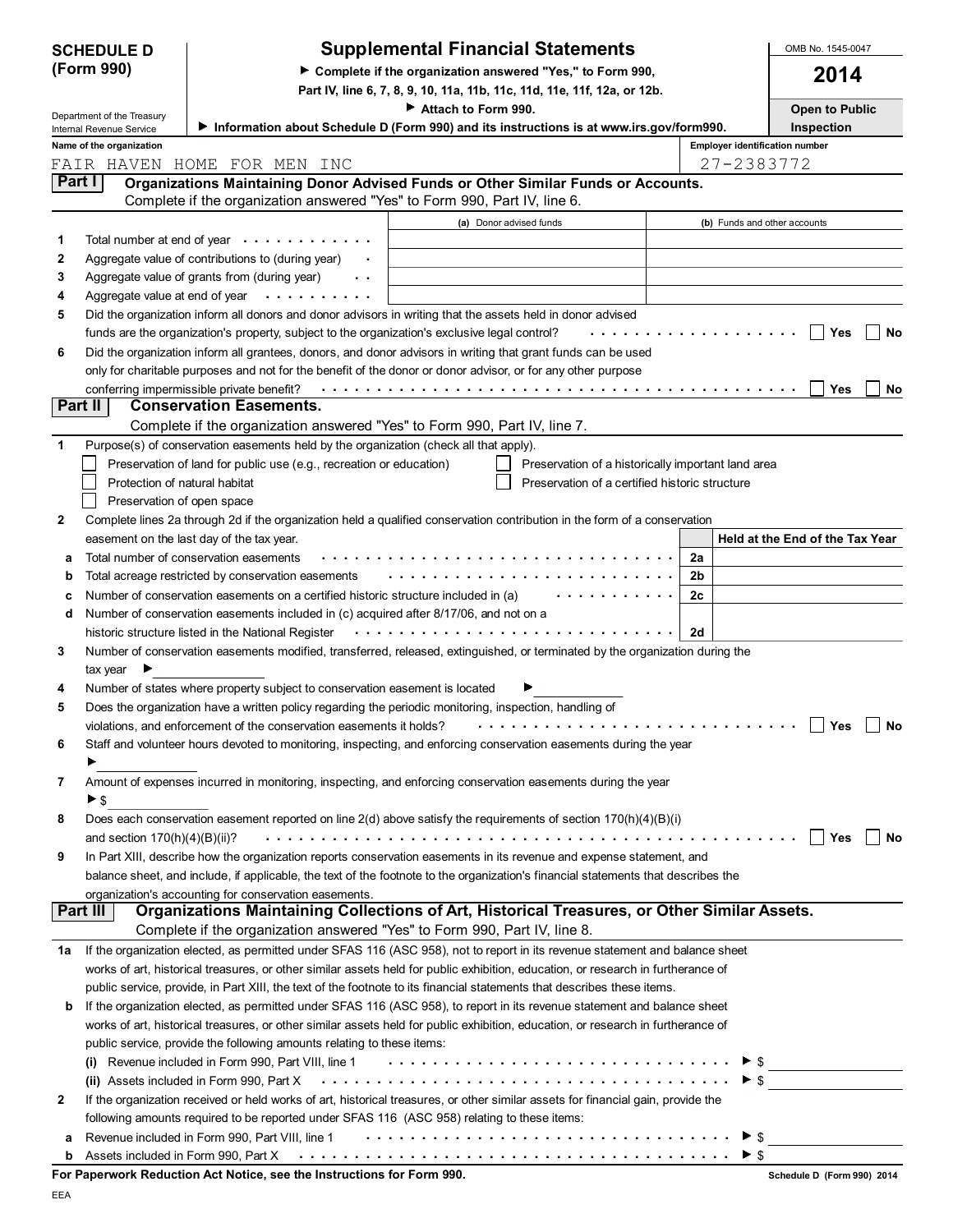**SCHEDULE D (Form 990)**

Department of the Treasury
Internal Revenue Service

# Supplemental Financial Statements

▶ Complete if the organization answered "Yes," to Form 990, Part IV, line 6, 7, 8, 9, 10, 11a, 11b, 11c, 11d, 11e, 11f, 12a, or 12b.

▶ Attach to Form 990.

▶ Information about Schedule D (Form 990) and its instructions is at www.irs.gov/form990.

OMB No. 1545-0047

**2014**

**Open to Public Inspection**

Name of the organization: FAIR HAVEN HOME FOR MEN INC

Employer identification number: 27-2383772

## Part I — Organizations Maintaining Donor Advised Funds or Other Similar Funds or Accounts.

Complete if the organization answered "Yes" to Form 990, Part IV, line 6.

| | | (a) Donor advised funds | (b) Funds and other accounts |
|---|---|---|---|
| 1 | Total number at end of year | | |
| 2 | Aggregate value of contributions to (during year) | | |
| 3 | Aggregate value of grants from (during year) | | |
| 4 | Aggregate value at end of year | | |

5 Did the organization inform all donors and donor advisors in writing that the assets held in donor advised funds are the organization's property, subject to the organization's exclusive legal control? ☐ Yes ☐ No

6 Did the organization inform all grantees, donors, and donor advisors in writing that grant funds can be used only for charitable purposes and not for the benefit of the donor or donor advisor, or for any other purpose conferring impermissible private benefit? ☐ Yes ☐ No

## Part II — Conservation Easements.

Complete if the organization answered "Yes" to Form 990, Part IV, line 7.

1 Purpose(s) of conservation easements held by the organization (check all that apply).

- ☐ Preservation of land for public use (e.g., recreation or education)
- ☐ Preservation of a historically important land area
- ☐ Protection of natural habitat
- ☐ Preservation of a certified historic structure
- ☐ Preservation of open space

2 Complete lines 2a through 2d if the organization held a qualified conservation contribution in the form of a conservation easement on the last day of the tax year.

| | | | Held at the End of the Tax Year |
|---|---|---|---|
| a | Total number of conservation easements | 2a | |
| b | Total acreage restricted by conservation easements | 2b | |
| c | Number of conservation easements on a certified historic structure included in (a) | 2c | |
| d | Number of conservation easements included in (c) acquired after 8/17/06, and not on a historic structure listed in the National Register | 2d | |

3 Number of conservation easements modified, transferred, released, extinguished, or terminated by the organization during the tax year ▶

4 Number of states where property subject to conservation easement is located ▶

5 Does the organization have a written policy regarding the periodic monitoring, inspection, handling of violations, and enforcement of the conservation easements it holds? ☐ Yes ☐ No

6 Staff and volunteer hours devoted to monitoring, inspecting, and enforcing conservation easements during the year ▶

7 Amount of expenses incurred in monitoring, inspecting, and enforcing conservation easements during the year ▶ $

8 Does each conservation easement reported on line 2(d) above satisfy the requirements of section 170(h)(4)(B)(i) and section 170(h)(4)(B)(ii)? ☐ Yes ☐ No

9 In Part XIII, describe how the organization reports conservation easements in its revenue and expense statement, and balance sheet, and include, if applicable, the text of the footnote to the organization's financial statements that describes the organization's accounting for conservation easements.

## Part III — Organizations Maintaining Collections of Art, Historical Treasures, or Other Similar Assets.

Complete if the organization answered "Yes" to Form 990, Part IV, line 8.

1a If the organization elected, as permitted under SFAS 116 (ASC 958), not to report in its revenue statement and balance sheet works of art, historical treasures, or other similar assets held for public exhibition, education, or research in furtherance of public service, provide, in Part XIII, the text of the footnote to its financial statements that describes these items.

b If the organization elected, as permitted under SFAS 116 (ASC 958), to report in its revenue statement and balance sheet works of art, historical treasures, or other similar assets held for public exhibition, education, or research in furtherance of public service, provide the following amounts relating to these items:

(i) Revenue included in Form 990, Part VIII, line 1 ▶ $

(ii) Assets included in Form 990, Part X ▶ $

2 If the organization received or held works of art, historical treasures, or other similar assets for financial gain, provide the following amounts required to be reported under SFAS 116 (ASC 958) relating to these items:

a Revenue included in Form 990, Part VIII, line 1 ▶ $

b Assets included in Form 990, Part X ▶ $

**For Paperwork Reduction Act Notice, see the Instructions for Form 990.**

Schedule D (Form 990) 2014

EEA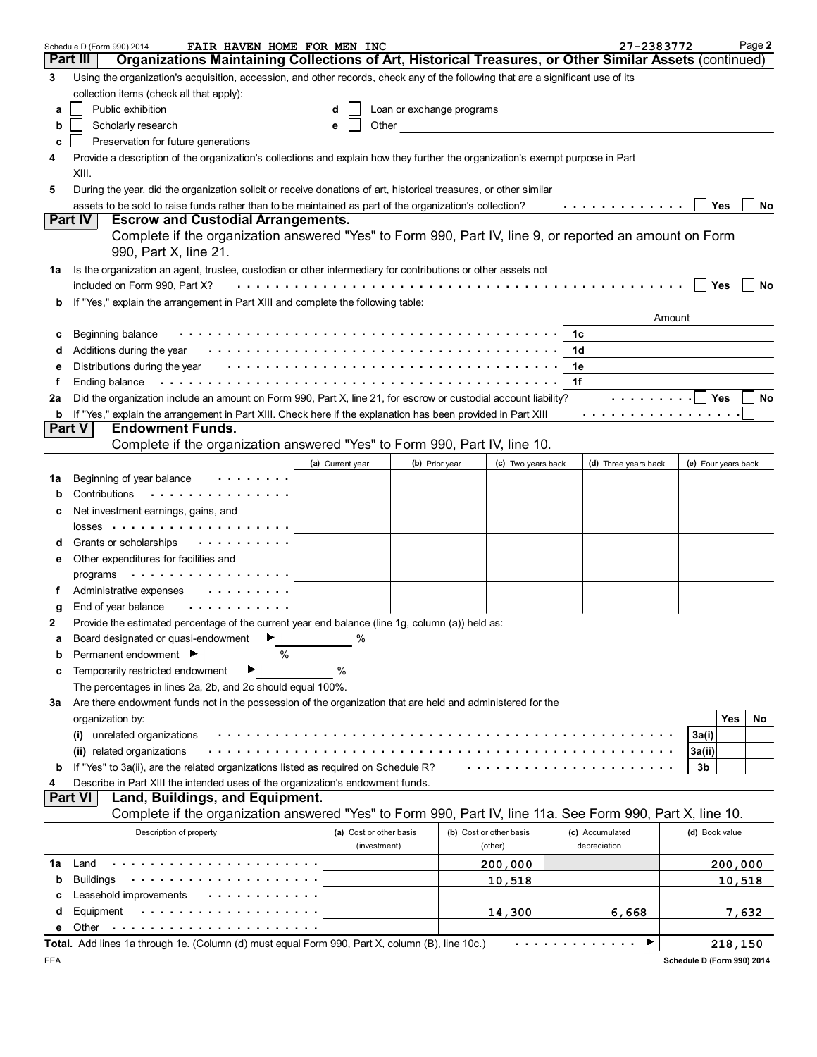Schedule D (Form 990) 2014 FAIR HAVEN HOME FOR MEN INC 27-2383772 Page 2

## Part III Organizations Maintaining Collections of Art, Historical Treasures, or Other Similar Assets (continued)

**3** Using the organization's acquisition, accession, and other records, check any of the following that are a significant use of its collection items (check all that apply):

- **a** ☐ Public exhibition
- **b** ☐ Scholarly research
- **c** ☐ Preservation for future generations
- **d** ☐ Loan or exchange programs
- **e** ☐ Other

**4** Provide a description of the organization's collections and explain how they further the organization's exempt purpose in Part XIII.

**5** During the year, did the organization solicit or receive donations of art, historical treasures, or other similar assets to be sold to raise funds rather than to be maintained as part of the organization's collection? ☐ Yes ☐ No

## Part IV Escrow and Custodial Arrangements.

Complete if the organization answered "Yes" to Form 990, Part IV, line 9, or reported an amount on Form 990, Part X, line 21.

**1a** Is the organization an agent, trustee, custodian or other intermediary for contributions or other assets not included on Form 990, Part X? ☐ Yes ☐ No

**b** If "Yes," explain the arrangement in Part XIII and complete the following table:

| | | | Amount |
|---|---|---|---|
| **c** | Beginning balance | 1c | |
| **d** | Additions during the year | 1d | |
| **e** | Distributions during the year | 1e | |
| **f** | Ending balance | 1f | |

**2a** Did the organization include an amount on Form 990, Part X, line 21, for escrow or custodial account liability? ☐ Yes ☐ No

**b** If "Yes," explain the arrangement in Part XIII. Check here if the explanation has been provided in Part XIII ☐

## Part V Endowment Funds.

Complete if the organization answered "Yes" to Form 990, Part IV, line 10.

| | | (a) Current year | (b) Prior year | (c) Two years back | (d) Three years back | (e) Four years back |
|---|---|---|---|---|---|---|
| **1a** | Beginning of year balance | | | | | |
| **b** | Contributions | | | | | |
| **c** | Net investment earnings, gains, and losses | | | | | |
| **d** | Grants or scholarships | | | | | |
| **e** | Other expenditures for facilities and programs | | | | | |
| **f** | Administrative expenses | | | | | |
| **g** | End of year balance | | | | | |

**2** Provide the estimated percentage of the current year end balance (line 1g, column (a)) held as:

- **a** Board designated or quasi-endowment ► %
- **b** Permanent endowment ► %
- **c** Temporarily restricted endowment ► %

The percentages in lines 2a, 2b, and 2c should equal 100%.

**3a** Are there endowment funds not in the possession of the organization that are held and administered for the organization by:

| | | | Yes | No |
|---|---|---|---|---|
| | (i) unrelated organizations | 3a(i) | | |
| | (ii) related organizations | 3a(ii) | | |
| **b** | If "Yes" to 3a(ii), are the related organizations listed as required on Schedule R? | 3b | | |

**4** Describe in Part XIII the intended uses of the organization's endowment funds.

## Part VI Land, Buildings, and Equipment.

Complete if the organization answered "Yes" to Form 990, Part IV, line 11a. See Form 990, Part X, line 10.

| | Description of property | (a) Cost or other basis (investment) | (b) Cost or other basis (other) | (c) Accumulated depreciation | (d) Book value |
|---|---|---|---|---|---|
| **1a** | Land | | 200,000 | | 200,000 |
| **b** | Buildings | | 10,518 | | 10,518 |
| **c** | Leasehold improvements | | | | |
| **d** | Equipment | | 14,300 | 6,668 | 7,632 |
| **e** | Other | | | | |
| **Total.** | Add lines 1a through 1e. (Column (d) must equal Form 990, Part X, column (B), line 10c.) ► | | | | 218,150 |

Schedule D (Form 990) 2014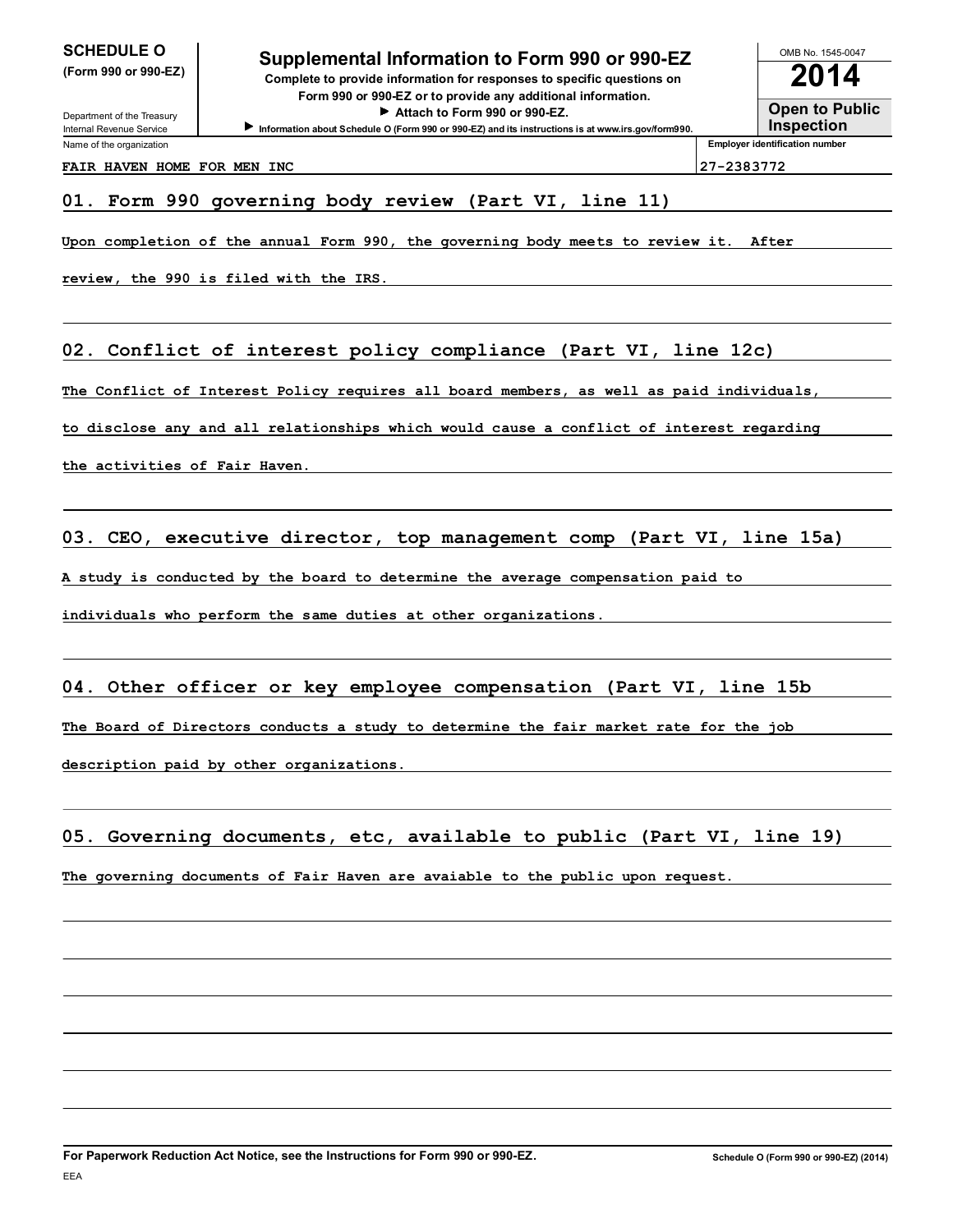**SCHEDULE O**
**(Form 990 or 990-EZ)**

Department of the Treasury
Internal Revenue Service

# Supplemental Information to Form 990 or 990-EZ

**Complete to provide information for responses to specific questions on Form 990 or 990-EZ or to provide any additional information.**
**▶ Attach to Form 990 or 990-EZ.**
**▶ Information about Schedule O (Form 990 or 990-EZ) and its instructions is at www.irs.gov/form990.**

OMB No. 1545-0047

**2014**

**Open to Public Inspection**

| Name of the organization | Employer identification number |
|---|---|
| FAIR HAVEN HOME FOR MEN INC | 27-2383772 |

**01. Form 990 governing body review (Part VI, line 11)**

Upon completion of the annual Form 990, the governing body meets to review it. After review, the 990 is filed with the IRS.

**02. Conflict of interest policy compliance (Part VI, line 12c)**

The Conflict of Interest Policy requires all board members, as well as paid individuals, to disclose any and all relationships which would cause a conflict of interest regarding the activities of Fair Haven.

**03. CEO, executive director, top management comp (Part VI, line 15a)**

A study is conducted by the board to determine the average compensation paid to individuals who perform the same duties at other organizations.

**04. Other officer or key employee compensation (Part VI, line 15b**

The Board of Directors conducts a study to determine the fair market rate for the job description paid by other organizations.

**05. Governing documents, etc, available to public (Part VI, line 19)**

The governing documents of Fair Haven are avaiable to the public upon request.

**For Paperwork Reduction Act Notice, see the Instructions for Form 990 or 990-EZ.** **Schedule O (Form 990 or 990-EZ) (2014)**

EEA